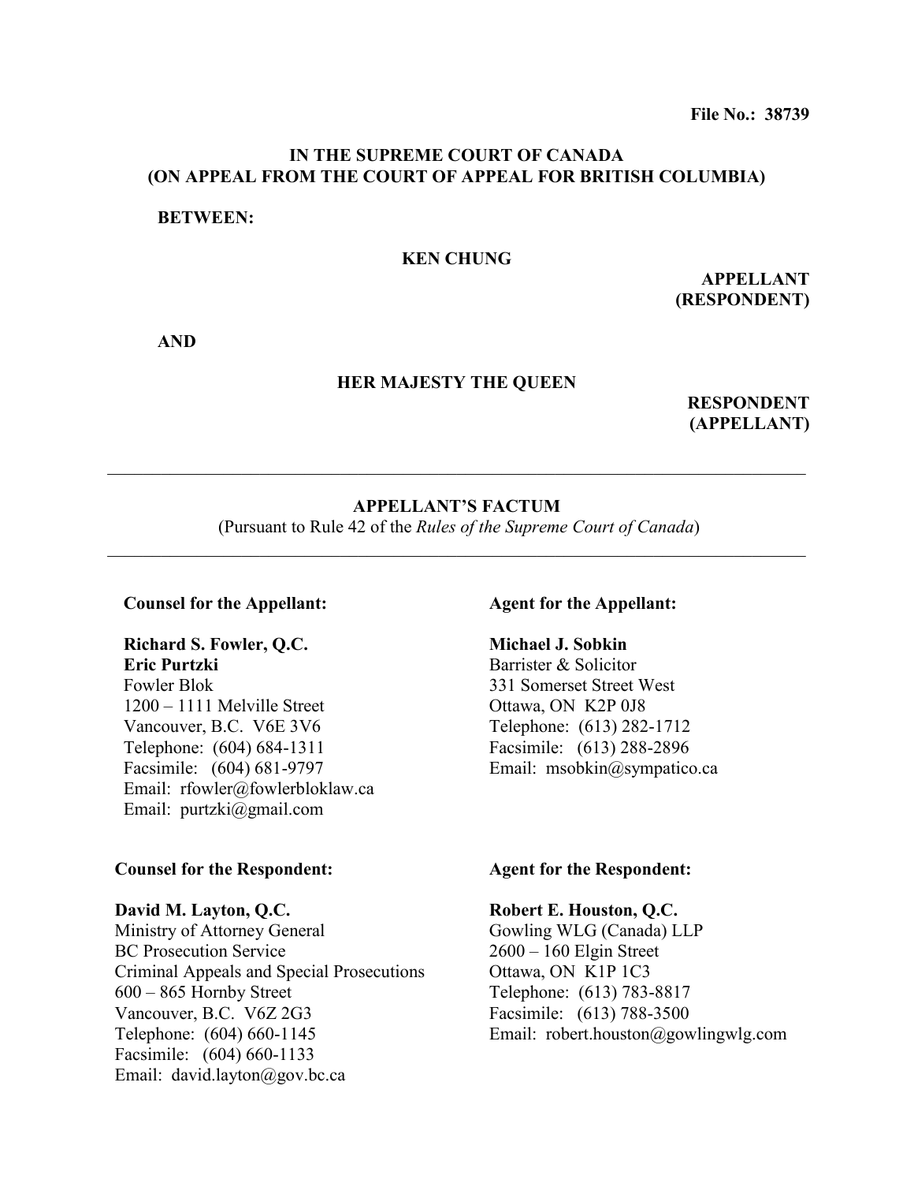**File No.: 38739**

**IN THE SUPREME COURT OF CANADA**
**(ON APPEAL FROM THE COURT OF APPEAL FOR BRITISH COLUMBIA)**

**BETWEEN:**

**KEN CHUNG**

**APPELLANT**
**(RESPONDENT)**

**AND**

**HER MAJESTY THE QUEEN**

**RESPONDENT**
**(APPELLANT)**

---

**APPELLANT'S FACTUM**
(Pursuant to Rule 42 of the *Rules of the Supreme Court of Canada*)

---

**Counsel for the Appellant:**

**Richard S. Fowler, Q.C.**
**Eric Purtzki**
Fowler Blok
1200 – 1111 Melville Street
Vancouver, B.C. V6E 3V6
Telephone: (604) 684-1311
Facsimile: (604) 681-9797
Email: rfowler@fowlerbloklaw.ca
Email: purtzki@gmail.com

**Agent for the Appellant:**

**Michael J. Sobkin**
Barrister & Solicitor
331 Somerset Street West
Ottawa, ON K2P 0J8
Telephone: (613) 282-1712
Facsimile: (613) 288-2896
Email: msobkin@sympatico.ca

**Counsel for the Respondent:**

**David M. Layton, Q.C.**
Ministry of Attorney General
BC Prosecution Service
Criminal Appeals and Special Prosecutions
600 – 865 Hornby Street
Vancouver, B.C. V6Z 2G3
Telephone: (604) 660-1145
Facsimile: (604) 660-1133
Email: david.layton@gov.bc.ca

**Agent for the Respondent:**

**Robert E. Houston, Q.C.**
Gowling WLG (Canada) LLP
2600 – 160 Elgin Street
Ottawa, ON K1P 1C3
Telephone: (613) 783-8817
Facsimile: (613) 788-3500
Email: robert.houston@gowlingwlg.com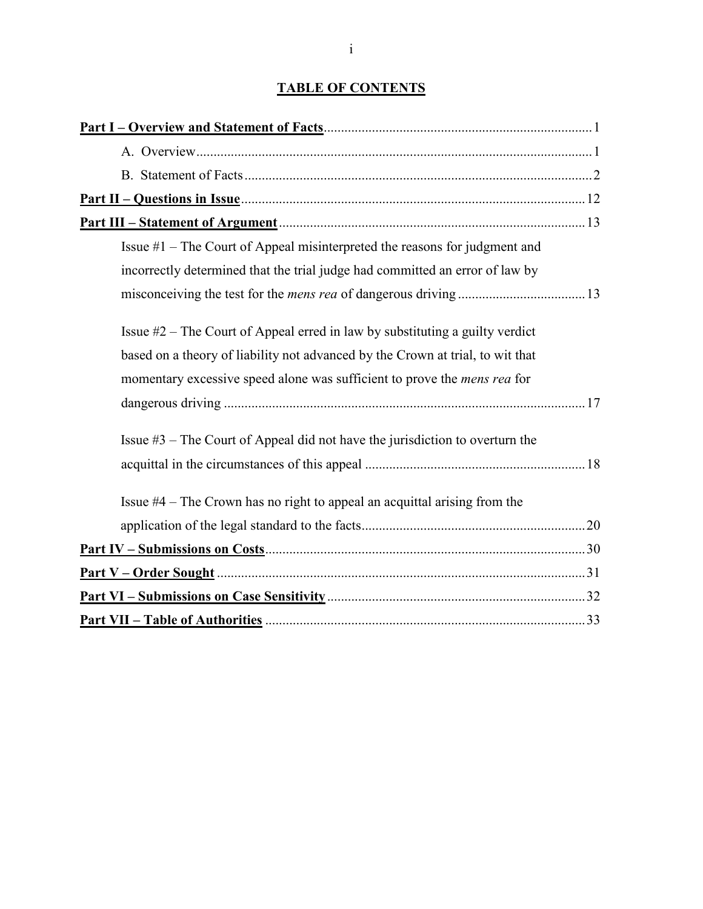# TABLE OF CONTENTS

| | |
|---|---|
| **Part I – Overview and Statement of Facts** | 1 |
| A. Overview | 1 |
| B. Statement of Facts | 2 |
| **Part II – Questions in Issue** | 12 |
| **Part III – Statement of Argument** | 13 |
| Issue #1 – The Court of Appeal misinterpreted the reasons for judgment and incorrectly determined that the trial judge had committed an error of law by misconceiving the test for the *mens rea* of dangerous driving | 13 |
| Issue #2 – The Court of Appeal erred in law by substituting a guilty verdict based on a theory of liability not advanced by the Crown at trial, to wit that momentary excessive speed alone was sufficient to prove the *mens rea* for dangerous driving | 17 |
| Issue #3 – The Court of Appeal did not have the jurisdiction to overturn the acquittal in the circumstances of this appeal | 18 |
| Issue #4 – The Crown has no right to appeal an acquittal arising from the application of the legal standard to the facts | 20 |
| **Part IV – Submissions on Costs** | 30 |
| **Part V – Order Sought** | 31 |
| **Part VI – Submissions on Case Sensitivity** | 32 |
| **Part VII – Table of Authorities** | 33 |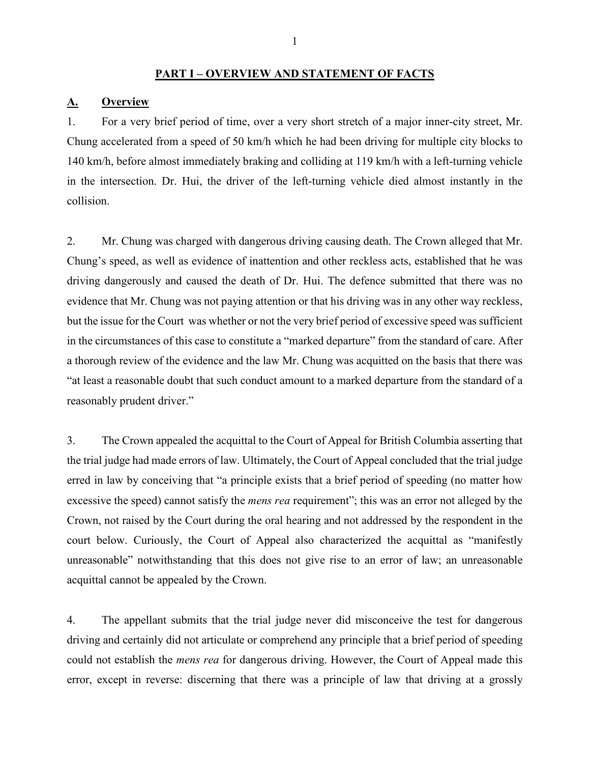## PART I – OVERVIEW AND STATEMENT OF FACTS

### A. Overview

1. For a very brief period of time, over a very short stretch of a major inner-city street, Mr. Chung accelerated from a speed of 50 km/h which he had been driving for multiple city blocks to 140 km/h, before almost immediately braking and colliding at 119 km/h with a left-turning vehicle in the intersection. Dr. Hui, the driver of the left-turning vehicle died almost instantly in the collision.

2. Mr. Chung was charged with dangerous driving causing death. The Crown alleged that Mr. Chung's speed, as well as evidence of inattention and other reckless acts, established that he was driving dangerously and caused the death of Dr. Hui. The defence submitted that there was no evidence that Mr. Chung was not paying attention or that his driving was in any other way reckless, but the issue for the Court was whether or not the very brief period of excessive speed was sufficient in the circumstances of this case to constitute a "marked departure" from the standard of care. After a thorough review of the evidence and the law Mr. Chung was acquitted on the basis that there was "at least a reasonable doubt that such conduct amount to a marked departure from the standard of a reasonably prudent driver."

3. The Crown appealed the acquittal to the Court of Appeal for British Columbia asserting that the trial judge had made errors of law. Ultimately, the Court of Appeal concluded that the trial judge erred in law by conceiving that "a principle exists that a brief period of speeding (no matter how excessive the speed) cannot satisfy the *mens rea* requirement"; this was an error not alleged by the Crown, not raised by the Court during the oral hearing and not addressed by the respondent in the court below. Curiously, the Court of Appeal also characterized the acquittal as "manifestly unreasonable" notwithstanding that this does not give rise to an error of law; an unreasonable acquittal cannot be appealed by the Crown.

4. The appellant submits that the trial judge never did misconceive the test for dangerous driving and certainly did not articulate or comprehend any principle that a brief period of speeding could not establish the *mens rea* for dangerous driving. However, the Court of Appeal made this error, except in reverse: discerning that there was a principle of law that driving at a grossly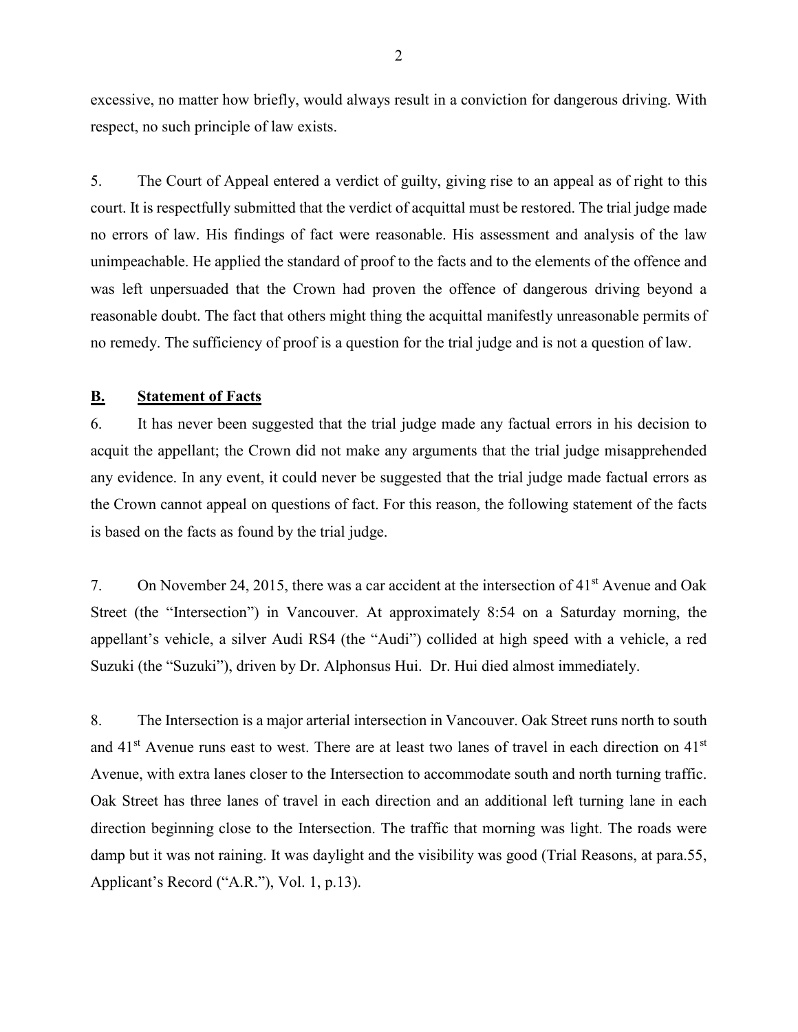excessive, no matter how briefly, would always result in a conviction for dangerous driving. With respect, no such principle of law exists.

5. The Court of Appeal entered a verdict of guilty, giving rise to an appeal as of right to this court. It is respectfully submitted that the verdict of acquittal must be restored. The trial judge made no errors of law. His findings of fact were reasonable. His assessment and analysis of the law unimpeachable. He applied the standard of proof to the facts and to the elements of the offence and was left unpersuaded that the Crown had proven the offence of dangerous driving beyond a reasonable doubt. The fact that others might thing the acquittal manifestly unreasonable permits of no remedy. The sufficiency of proof is a question for the trial judge and is not a question of law.

## **B. Statement of Facts**

6. It has never been suggested that the trial judge made any factual errors in his decision to acquit the appellant; the Crown did not make any arguments that the trial judge misapprehended any evidence. In any event, it could never be suggested that the trial judge made factual errors as the Crown cannot appeal on questions of fact. For this reason, the following statement of the facts is based on the facts as found by the trial judge.

7. On November 24, 2015, there was a car accident at the intersection of 41st Avenue and Oak Street (the "Intersection") in Vancouver. At approximately 8:54 on a Saturday morning, the appellant's vehicle, a silver Audi RS4 (the "Audi") collided at high speed with a vehicle, a red Suzuki (the "Suzuki"), driven by Dr. Alphonsus Hui. Dr. Hui died almost immediately.

8. The Intersection is a major arterial intersection in Vancouver. Oak Street runs north to south and 41st Avenue runs east to west. There are at least two lanes of travel in each direction on 41st Avenue, with extra lanes closer to the Intersection to accommodate south and north turning traffic. Oak Street has three lanes of travel in each direction and an additional left turning lane in each direction beginning close to the Intersection. The traffic that morning was light. The roads were damp but it was not raining. It was daylight and the visibility was good (Trial Reasons, at para.55, Applicant's Record ("A.R."), Vol. 1, p.13).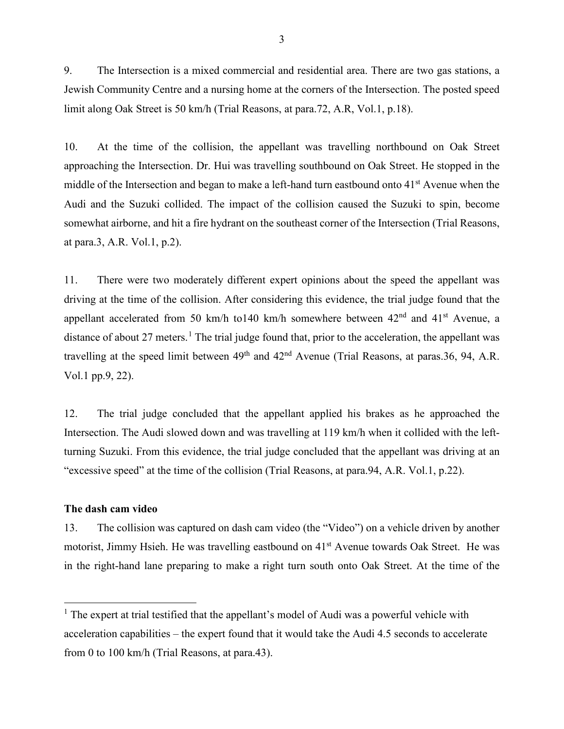9. The Intersection is a mixed commercial and residential area. There are two gas stations, a Jewish Community Centre and a nursing home at the corners of the Intersection. The posted speed limit along Oak Street is 50 km/h (Trial Reasons, at para.72, A.R, Vol.1, p.18).

10. At the time of the collision, the appellant was travelling northbound on Oak Street approaching the Intersection. Dr. Hui was travelling southbound on Oak Street. He stopped in the middle of the Intersection and began to make a left-hand turn eastbound onto 41st Avenue when the Audi and the Suzuki collided. The impact of the collision caused the Suzuki to spin, become somewhat airborne, and hit a fire hydrant on the southeast corner of the Intersection (Trial Reasons, at para.3, A.R. Vol.1, p.2).

11. There were two moderately different expert opinions about the speed the appellant was driving at the time of the collision. After considering this evidence, the trial judge found that the appellant accelerated from 50 km/h to140 km/h somewhere between 42nd and 41st Avenue, a distance of about 27 meters.[1] The trial judge found that, prior to the acceleration, the appellant was travelling at the speed limit between 49th and 42nd Avenue (Trial Reasons, at paras.36, 94, A.R. Vol.1 pp.9, 22).

12. The trial judge concluded that the appellant applied his brakes as he approached the Intersection. The Audi slowed down and was travelling at 119 km/h when it collided with the left-turning Suzuki. From this evidence, the trial judge concluded that the appellant was driving at an "excessive speed" at the time of the collision (Trial Reasons, at para.94, A.R. Vol.1, p.22).

**The dash cam video**

13. The collision was captured on dash cam video (the "Video") on a vehicle driven by another motorist, Jimmy Hsieh. He was travelling eastbound on 41st Avenue towards Oak Street. He was in the right-hand lane preparing to make a right turn south onto Oak Street. At the time of the

[1] The expert at trial testified that the appellant's model of Audi was a powerful vehicle with acceleration capabilities – the expert found that it would take the Audi 4.5 seconds to accelerate from 0 to 100 km/h (Trial Reasons, at para.43).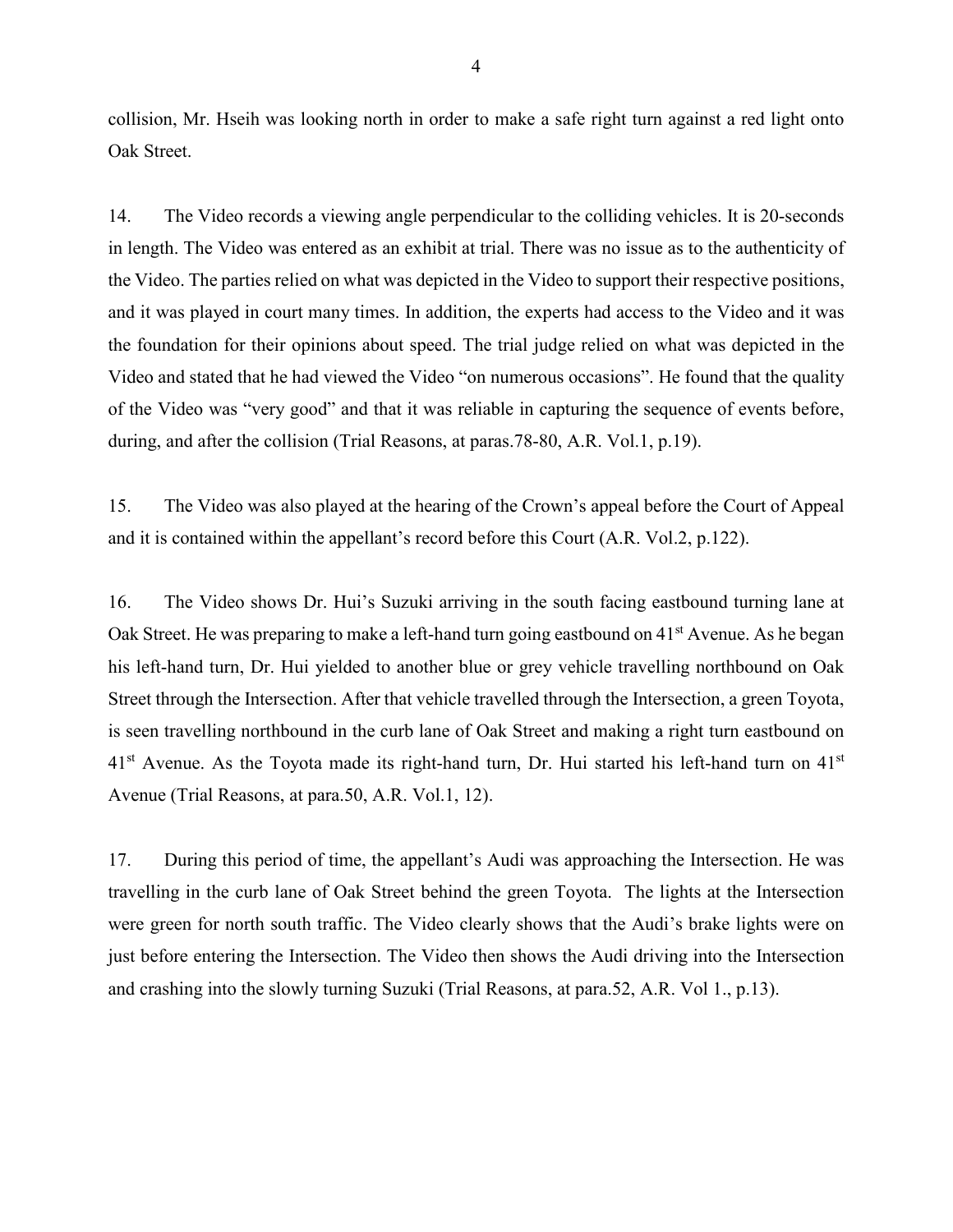collision, Mr. Hseih was looking north in order to make a safe right turn against a red light onto Oak Street.

14. The Video records a viewing angle perpendicular to the colliding vehicles. It is 20-seconds in length. The Video was entered as an exhibit at trial. There was no issue as to the authenticity of the Video. The parties relied on what was depicted in the Video to support their respective positions, and it was played in court many times. In addition, the experts had access to the Video and it was the foundation for their opinions about speed. The trial judge relied on what was depicted in the Video and stated that he had viewed the Video "on numerous occasions". He found that the quality of the Video was "very good" and that it was reliable in capturing the sequence of events before, during, and after the collision (Trial Reasons, at paras.78-80, A.R. Vol.1, p.19).

15. The Video was also played at the hearing of the Crown's appeal before the Court of Appeal and it is contained within the appellant's record before this Court (A.R. Vol.2, p.122).

16. The Video shows Dr. Hui's Suzuki arriving in the south facing eastbound turning lane at Oak Street. He was preparing to make a left-hand turn going eastbound on 41st Avenue. As he began his left-hand turn, Dr. Hui yielded to another blue or grey vehicle travelling northbound on Oak Street through the Intersection. After that vehicle travelled through the Intersection, a green Toyota, is seen travelling northbound in the curb lane of Oak Street and making a right turn eastbound on 41st Avenue. As the Toyota made its right-hand turn, Dr. Hui started his left-hand turn on 41st Avenue (Trial Reasons, at para.50, A.R. Vol.1, 12).

17. During this period of time, the appellant's Audi was approaching the Intersection. He was travelling in the curb lane of Oak Street behind the green Toyota. The lights at the Intersection were green for north south traffic. The Video clearly shows that the Audi's brake lights were on just before entering the Intersection. The Video then shows the Audi driving into the Intersection and crashing into the slowly turning Suzuki (Trial Reasons, at para.52, A.R. Vol 1., p.13).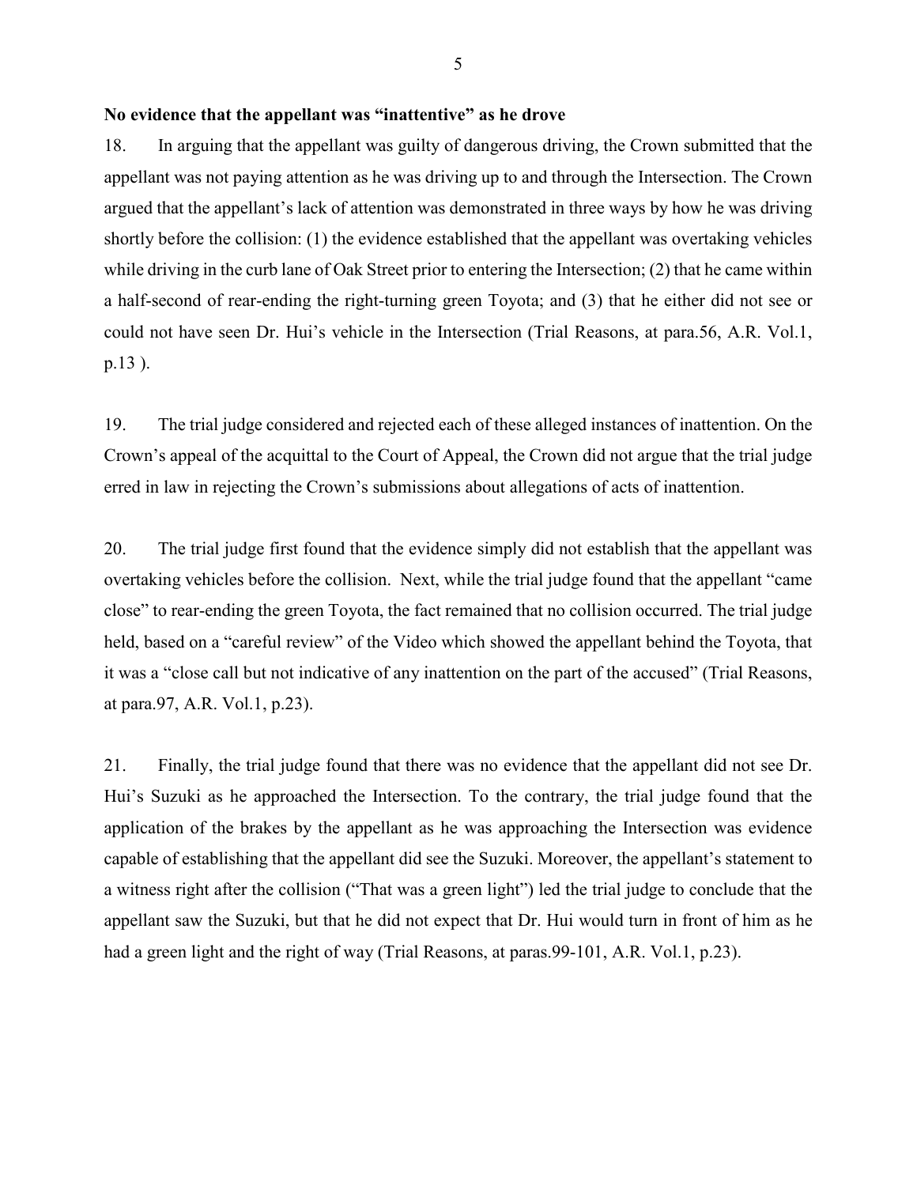**No evidence that the appellant was "inattentive" as he drove**

18. In arguing that the appellant was guilty of dangerous driving, the Crown submitted that the appellant was not paying attention as he was driving up to and through the Intersection. The Crown argued that the appellant's lack of attention was demonstrated in three ways by how he was driving shortly before the collision: (1) the evidence established that the appellant was overtaking vehicles while driving in the curb lane of Oak Street prior to entering the Intersection; (2) that he came within a half-second of rear-ending the right-turning green Toyota; and (3) that he either did not see or could not have seen Dr. Hui's vehicle in the Intersection (Trial Reasons, at para.56, A.R. Vol.1, p.13 ).

19. The trial judge considered and rejected each of these alleged instances of inattention. On the Crown's appeal of the acquittal to the Court of Appeal, the Crown did not argue that the trial judge erred in law in rejecting the Crown's submissions about allegations of acts of inattention.

20. The trial judge first found that the evidence simply did not establish that the appellant was overtaking vehicles before the collision. Next, while the trial judge found that the appellant "came close" to rear-ending the green Toyota, the fact remained that no collision occurred. The trial judge held, based on a "careful review" of the Video which showed the appellant behind the Toyota, that it was a "close call but not indicative of any inattention on the part of the accused" (Trial Reasons, at para.97, A.R. Vol.1, p.23).

21. Finally, the trial judge found that there was no evidence that the appellant did not see Dr. Hui's Suzuki as he approached the Intersection. To the contrary, the trial judge found that the application of the brakes by the appellant as he was approaching the Intersection was evidence capable of establishing that the appellant did see the Suzuki. Moreover, the appellant's statement to a witness right after the collision ("That was a green light") led the trial judge to conclude that the appellant saw the Suzuki, but that he did not expect that Dr. Hui would turn in front of him as he had a green light and the right of way (Trial Reasons, at paras.99-101, A.R. Vol.1, p.23).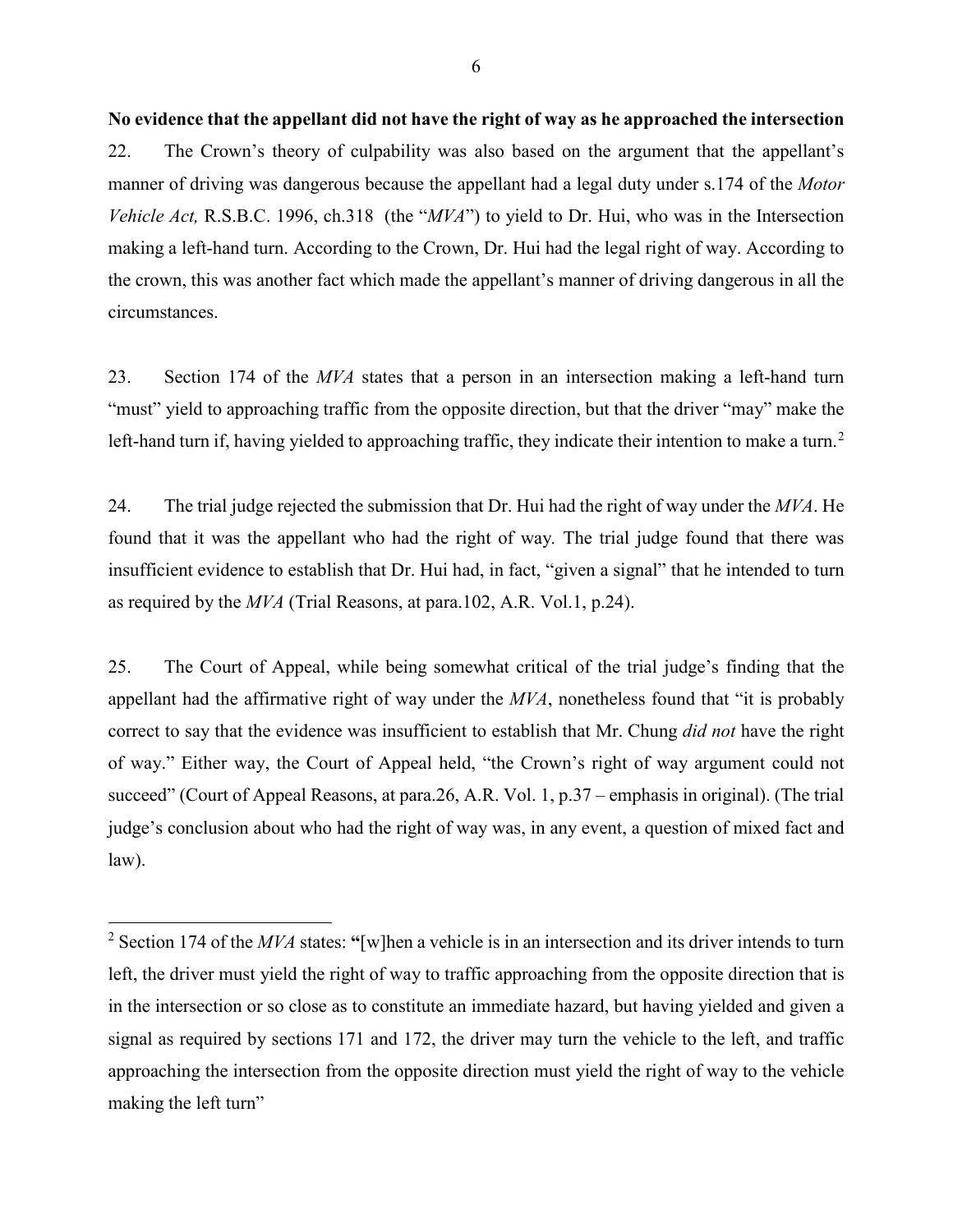**No evidence that the appellant did not have the right of way as he approached the intersection**

22. The Crown's theory of culpability was also based on the argument that the appellant's manner of driving was dangerous because the appellant had a legal duty under s.174 of the *Motor Vehicle Act,* R.S.B.C. 1996, ch.318 (the "*MVA*") to yield to Dr. Hui, who was in the Intersection making a left-hand turn. According to the Crown, Dr. Hui had the legal right of way. According to the crown, this was another fact which made the appellant's manner of driving dangerous in all the circumstances.

23. Section 174 of the *MVA* states that a person in an intersection making a left-hand turn "must" yield to approaching traffic from the opposite direction, but that the driver "may" make the left-hand turn if, having yielded to approaching traffic, they indicate their intention to make a turn.[2]

24. The trial judge rejected the submission that Dr. Hui had the right of way under the *MVA*. He found that it was the appellant who had the right of way. The trial judge found that there was insufficient evidence to establish that Dr. Hui had, in fact, "given a signal" that he intended to turn as required by the *MVA* (Trial Reasons, at para.102, A.R. Vol.1, p.24).

25. The Court of Appeal, while being somewhat critical of the trial judge's finding that the appellant had the affirmative right of way under the *MVA*, nonetheless found that "it is probably correct to say that the evidence was insufficient to establish that Mr. Chung *did not* have the right of way." Either way, the Court of Appeal held, "the Crown's right of way argument could not succeed" (Court of Appeal Reasons, at para.26, A.R. Vol. 1, p.37 – emphasis in original). (The trial judge's conclusion about who had the right of way was, in any event, a question of mixed fact and law).

---

[2] Section 174 of the *MVA* states: **"**[w]hen a vehicle is in an intersection and its driver intends to turn left, the driver must yield the right of way to traffic approaching from the opposite direction that is in the intersection or so close as to constitute an immediate hazard, but having yielded and given a signal as required by sections 171 and 172, the driver may turn the vehicle to the left, and traffic approaching the intersection from the opposite direction must yield the right of way to the vehicle making the left turn"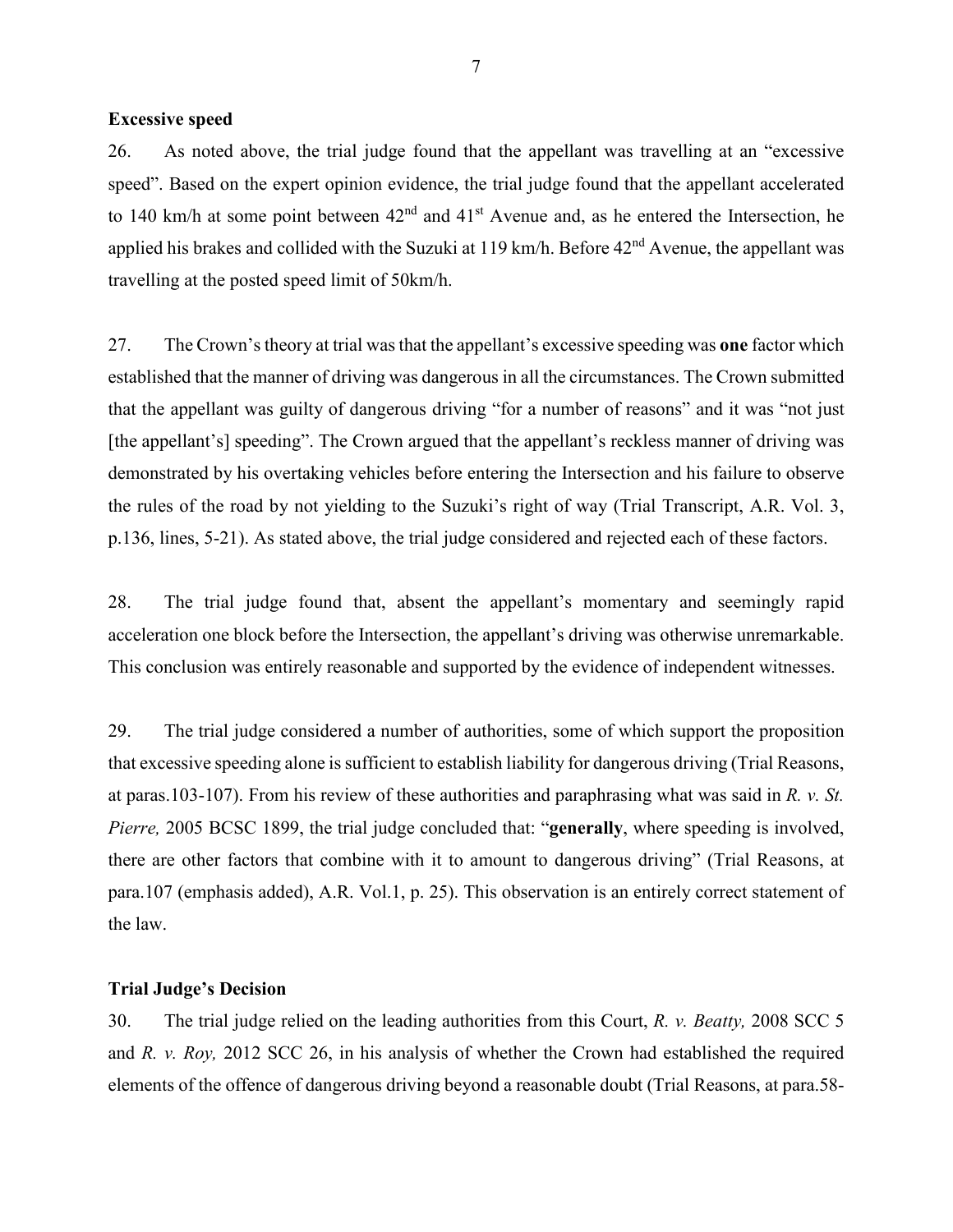**Excessive speed**

26. As noted above, the trial judge found that the appellant was travelling at an "excessive speed". Based on the expert opinion evidence, the trial judge found that the appellant accelerated to 140 km/h at some point between 42nd and 41st Avenue and, as he entered the Intersection, he applied his brakes and collided with the Suzuki at 119 km/h. Before 42nd Avenue, the appellant was travelling at the posted speed limit of 50km/h.

27. The Crown's theory at trial was that the appellant's excessive speeding was **one** factor which established that the manner of driving was dangerous in all the circumstances. The Crown submitted that the appellant was guilty of dangerous driving "for a number of reasons" and it was "not just [the appellant's] speeding". The Crown argued that the appellant's reckless manner of driving was demonstrated by his overtaking vehicles before entering the Intersection and his failure to observe the rules of the road by not yielding to the Suzuki's right of way (Trial Transcript, A.R. Vol. 3, p.136, lines, 5-21). As stated above, the trial judge considered and rejected each of these factors.

28. The trial judge found that, absent the appellant's momentary and seemingly rapid acceleration one block before the Intersection, the appellant's driving was otherwise unremarkable. This conclusion was entirely reasonable and supported by the evidence of independent witnesses.

29. The trial judge considered a number of authorities, some of which support the proposition that excessive speeding alone is sufficient to establish liability for dangerous driving (Trial Reasons, at paras.103-107). From his review of these authorities and paraphrasing what was said in *R. v. St. Pierre,* 2005 BCSC 1899, the trial judge concluded that: "**generally**, where speeding is involved, there are other factors that combine with it to amount to dangerous driving" (Trial Reasons, at para.107 (emphasis added), A.R. Vol.1, p. 25). This observation is an entirely correct statement of the law.

**Trial Judge's Decision**

30. The trial judge relied on the leading authorities from this Court, *R. v. Beatty,* 2008 SCC 5 and *R. v. Roy,* 2012 SCC 26, in his analysis of whether the Crown had established the required elements of the offence of dangerous driving beyond a reasonable doubt (Trial Reasons, at para.58-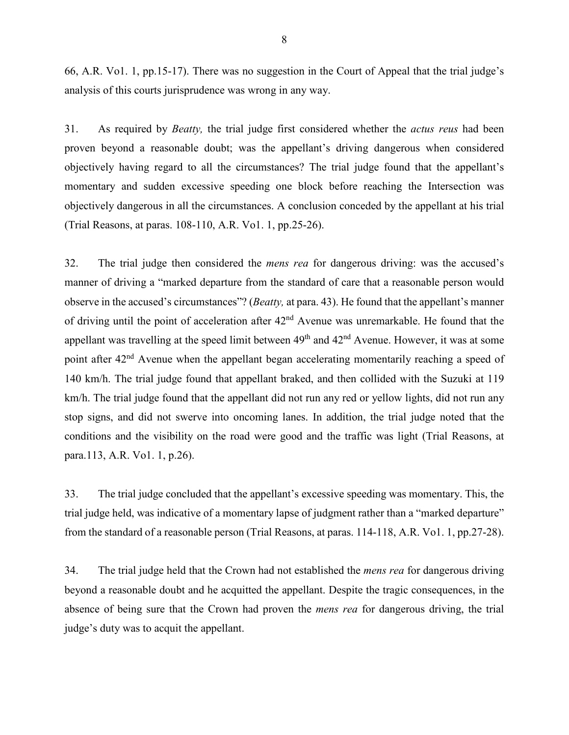66, A.R. Vo1. 1, pp.15-17). There was no suggestion in the Court of Appeal that the trial judge's analysis of this courts jurisprudence was wrong in any way.

31. As required by *Beatty,* the trial judge first considered whether the *actus reus* had been proven beyond a reasonable doubt; was the appellant's driving dangerous when considered objectively having regard to all the circumstances? The trial judge found that the appellant's momentary and sudden excessive speeding one block before reaching the Intersection was objectively dangerous in all the circumstances. A conclusion conceded by the appellant at his trial (Trial Reasons, at paras. 108-110, A.R. Vo1. 1, pp.25-26).

32. The trial judge then considered the *mens rea* for dangerous driving: was the accused's manner of driving a "marked departure from the standard of care that a reasonable person would observe in the accused's circumstances"? (*Beatty,* at para. 43). He found that the appellant's manner of driving until the point of acceleration after 42nd Avenue was unremarkable. He found that the appellant was travelling at the speed limit between 49th and 42nd Avenue. However, it was at some point after 42nd Avenue when the appellant began accelerating momentarily reaching a speed of 140 km/h. The trial judge found that appellant braked, and then collided with the Suzuki at 119 km/h. The trial judge found that the appellant did not run any red or yellow lights, did not run any stop signs, and did not swerve into oncoming lanes. In addition, the trial judge noted that the conditions and the visibility on the road were good and the traffic was light (Trial Reasons, at para.113, A.R. Vo1. 1, p.26).

33. The trial judge concluded that the appellant's excessive speeding was momentary. This, the trial judge held, was indicative of a momentary lapse of judgment rather than a "marked departure" from the standard of a reasonable person (Trial Reasons, at paras. 114-118, A.R. Vo1. 1, pp.27-28).

34. The trial judge held that the Crown had not established the *mens rea* for dangerous driving beyond a reasonable doubt and he acquitted the appellant. Despite the tragic consequences, in the absence of being sure that the Crown had proven the *mens rea* for dangerous driving, the trial judge's duty was to acquit the appellant.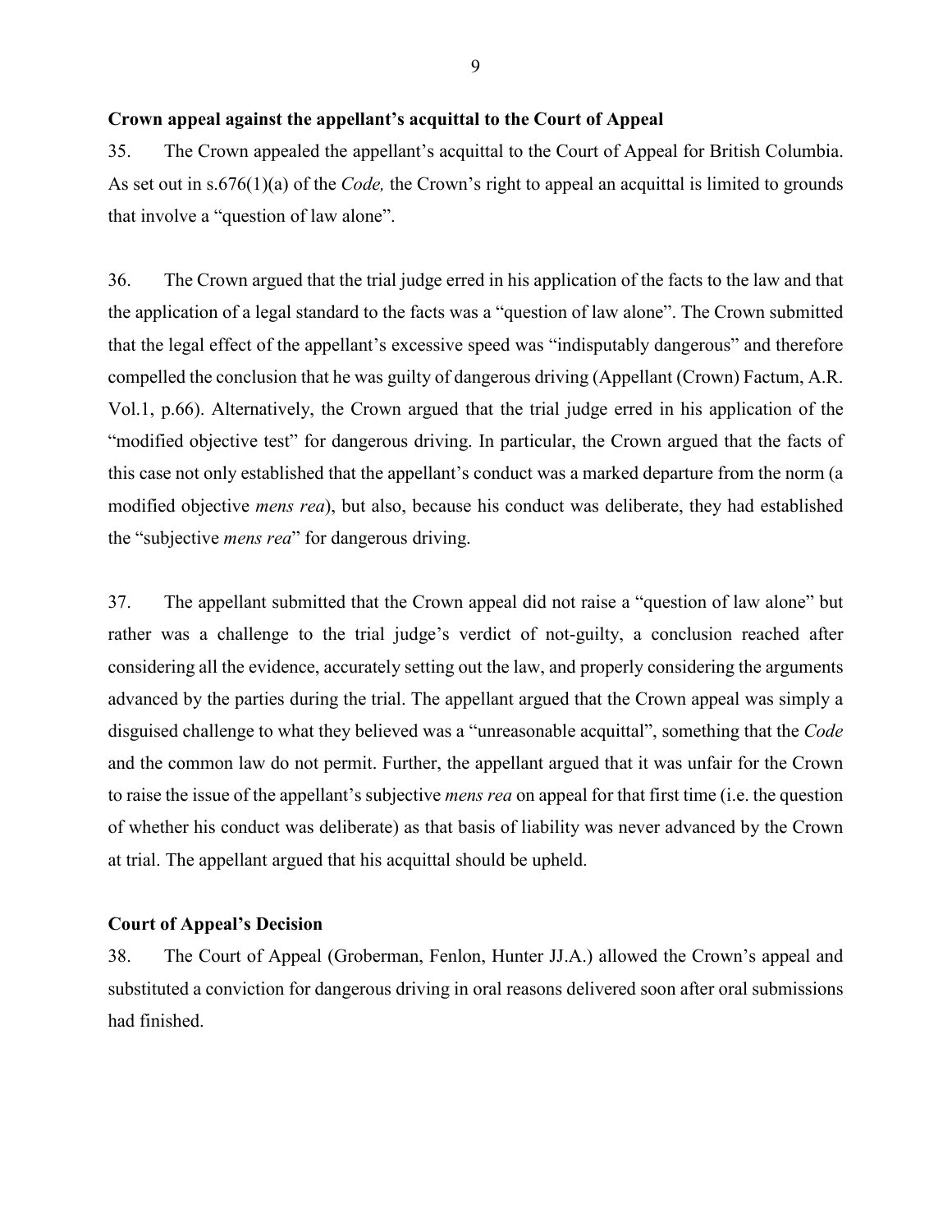**Crown appeal against the appellant's acquittal to the Court of Appeal**

35. The Crown appealed the appellant's acquittal to the Court of Appeal for British Columbia. As set out in s.676(1)(a) of the *Code,* the Crown's right to appeal an acquittal is limited to grounds that involve a "question of law alone".

36. The Crown argued that the trial judge erred in his application of the facts to the law and that the application of a legal standard to the facts was a "question of law alone". The Crown submitted that the legal effect of the appellant's excessive speed was "indisputably dangerous" and therefore compelled the conclusion that he was guilty of dangerous driving (Appellant (Crown) Factum, A.R. Vol.1, p.66). Alternatively, the Crown argued that the trial judge erred in his application of the "modified objective test" for dangerous driving. In particular, the Crown argued that the facts of this case not only established that the appellant's conduct was a marked departure from the norm (a modified objective *mens rea*), but also, because his conduct was deliberate, they had established the "subjective *mens rea*" for dangerous driving.

37. The appellant submitted that the Crown appeal did not raise a "question of law alone" but rather was a challenge to the trial judge's verdict of not-guilty, a conclusion reached after considering all the evidence, accurately setting out the law, and properly considering the arguments advanced by the parties during the trial. The appellant argued that the Crown appeal was simply a disguised challenge to what they believed was a "unreasonable acquittal", something that the *Code* and the common law do not permit. Further, the appellant argued that it was unfair for the Crown to raise the issue of the appellant's subjective *mens rea* on appeal for that first time (i.e. the question of whether his conduct was deliberate) as that basis of liability was never advanced by the Crown at trial. The appellant argued that his acquittal should be upheld.

**Court of Appeal's Decision**

38. The Court of Appeal (Groberman, Fenlon, Hunter JJ.A.) allowed the Crown's appeal and substituted a conviction for dangerous driving in oral reasons delivered soon after oral submissions had finished.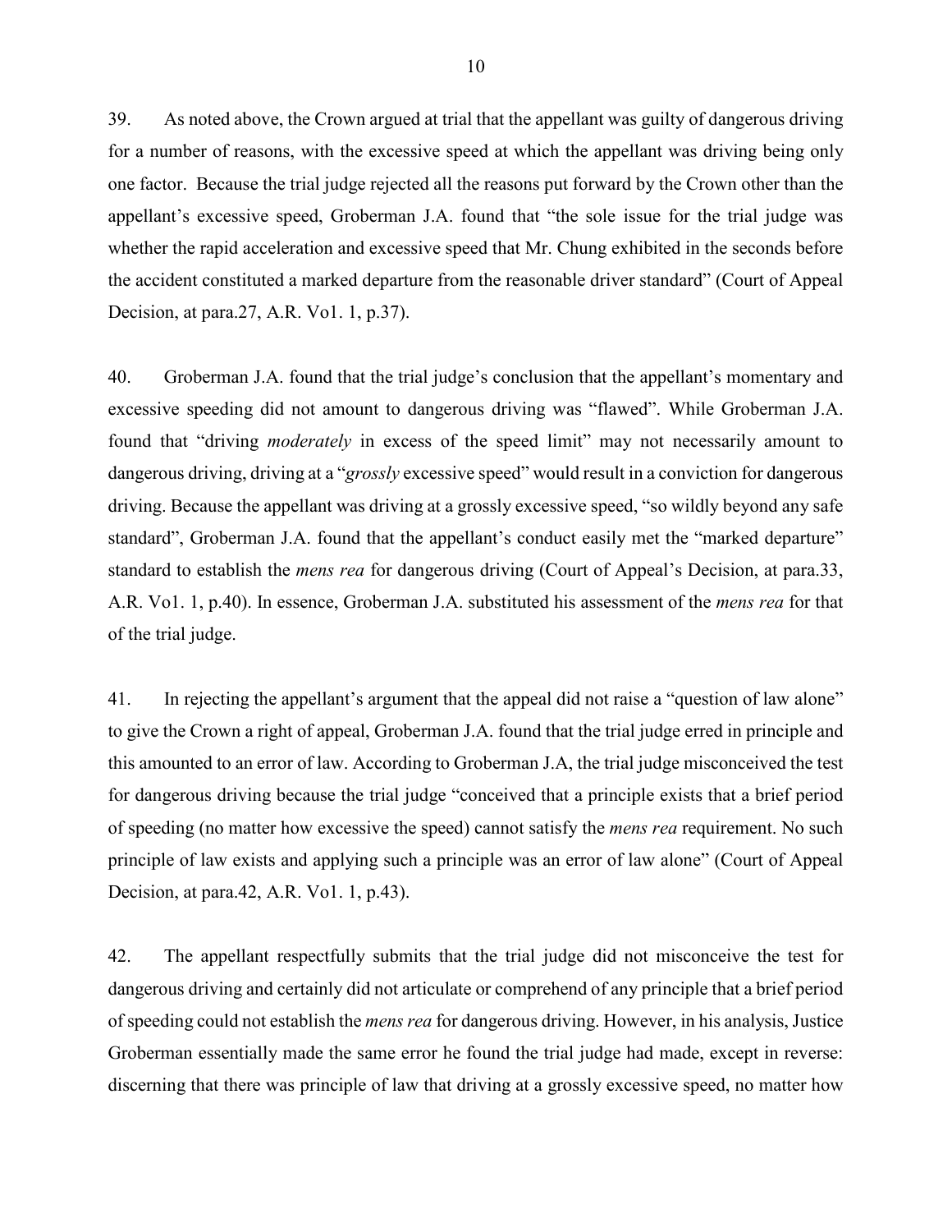39. As noted above, the Crown argued at trial that the appellant was guilty of dangerous driving for a number of reasons, with the excessive speed at which the appellant was driving being only one factor. Because the trial judge rejected all the reasons put forward by the Crown other than the appellant's excessive speed, Groberman J.A. found that "the sole issue for the trial judge was whether the rapid acceleration and excessive speed that Mr. Chung exhibited in the seconds before the accident constituted a marked departure from the reasonable driver standard" (Court of Appeal Decision, at para.27, A.R. Vo1. 1, p.37).

40. Groberman J.A. found that the trial judge's conclusion that the appellant's momentary and excessive speeding did not amount to dangerous driving was "flawed". While Groberman J.A. found that "driving *moderately* in excess of the speed limit" may not necessarily amount to dangerous driving, driving at a "*grossly* excessive speed" would result in a conviction for dangerous driving. Because the appellant was driving at a grossly excessive speed, "so wildly beyond any safe standard", Groberman J.A. found that the appellant's conduct easily met the "marked departure" standard to establish the *mens rea* for dangerous driving (Court of Appeal's Decision, at para.33, A.R. Vo1. 1, p.40). In essence, Groberman J.A. substituted his assessment of the *mens rea* for that of the trial judge.

41. In rejecting the appellant's argument that the appeal did not raise a "question of law alone" to give the Crown a right of appeal, Groberman J.A. found that the trial judge erred in principle and this amounted to an error of law. According to Groberman J.A, the trial judge misconceived the test for dangerous driving because the trial judge "conceived that a principle exists that a brief period of speeding (no matter how excessive the speed) cannot satisfy the *mens rea* requirement. No such principle of law exists and applying such a principle was an error of law alone" (Court of Appeal Decision, at para.42, A.R. Vo1. 1, p.43).

42. The appellant respectfully submits that the trial judge did not misconceive the test for dangerous driving and certainly did not articulate or comprehend of any principle that a brief period of speeding could not establish the *mens rea* for dangerous driving. However, in his analysis, Justice Groberman essentially made the same error he found the trial judge had made, except in reverse: discerning that there was principle of law that driving at a grossly excessive speed, no matter how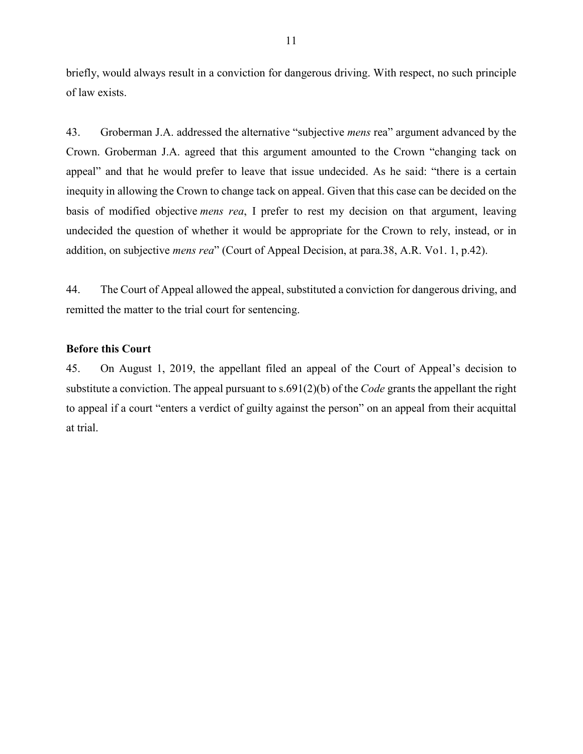briefly, would always result in a conviction for dangerous driving. With respect, no such principle of law exists.

43. Groberman J.A. addressed the alternative "subjective *mens* rea" argument advanced by the Crown. Groberman J.A. agreed that this argument amounted to the Crown "changing tack on appeal" and that he would prefer to leave that issue undecided. As he said: "there is a certain inequity in allowing the Crown to change tack on appeal. Given that this case can be decided on the basis of modified objective *mens rea*, I prefer to rest my decision on that argument, leaving undecided the question of whether it would be appropriate for the Crown to rely, instead, or in addition, on subjective *mens rea*" (Court of Appeal Decision, at para.38, A.R. Vo1. 1, p.42).

44. The Court of Appeal allowed the appeal, substituted a conviction for dangerous driving, and remitted the matter to the trial court for sentencing.

**Before this Court**

45. On August 1, 2019, the appellant filed an appeal of the Court of Appeal's decision to substitute a conviction. The appeal pursuant to s.691(2)(b) of the *Code* grants the appellant the right to appeal if a court "enters a verdict of guilty against the person" on an appeal from their acquittal at trial.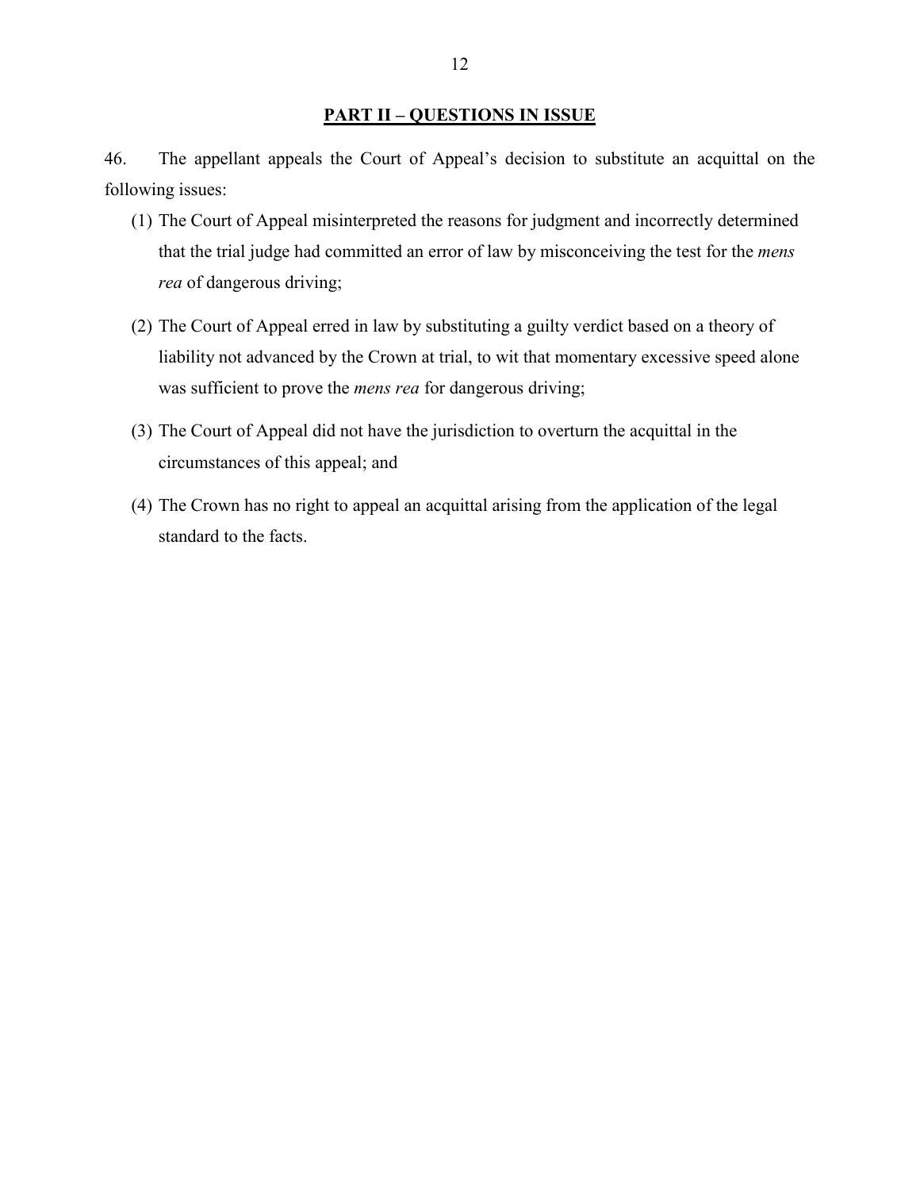## PART II – QUESTIONS IN ISSUE

46. The appellant appeals the Court of Appeal's decision to substitute an acquittal on the following issues:

(1) The Court of Appeal misinterpreted the reasons for judgment and incorrectly determined that the trial judge had committed an error of law by misconceiving the test for the *mens rea* of dangerous driving;

(2) The Court of Appeal erred in law by substituting a guilty verdict based on a theory of liability not advanced by the Crown at trial, to wit that momentary excessive speed alone was sufficient to prove the *mens rea* for dangerous driving;

(3) The Court of Appeal did not have the jurisdiction to overturn the acquittal in the circumstances of this appeal; and

(4) The Crown has no right to appeal an acquittal arising from the application of the legal standard to the facts.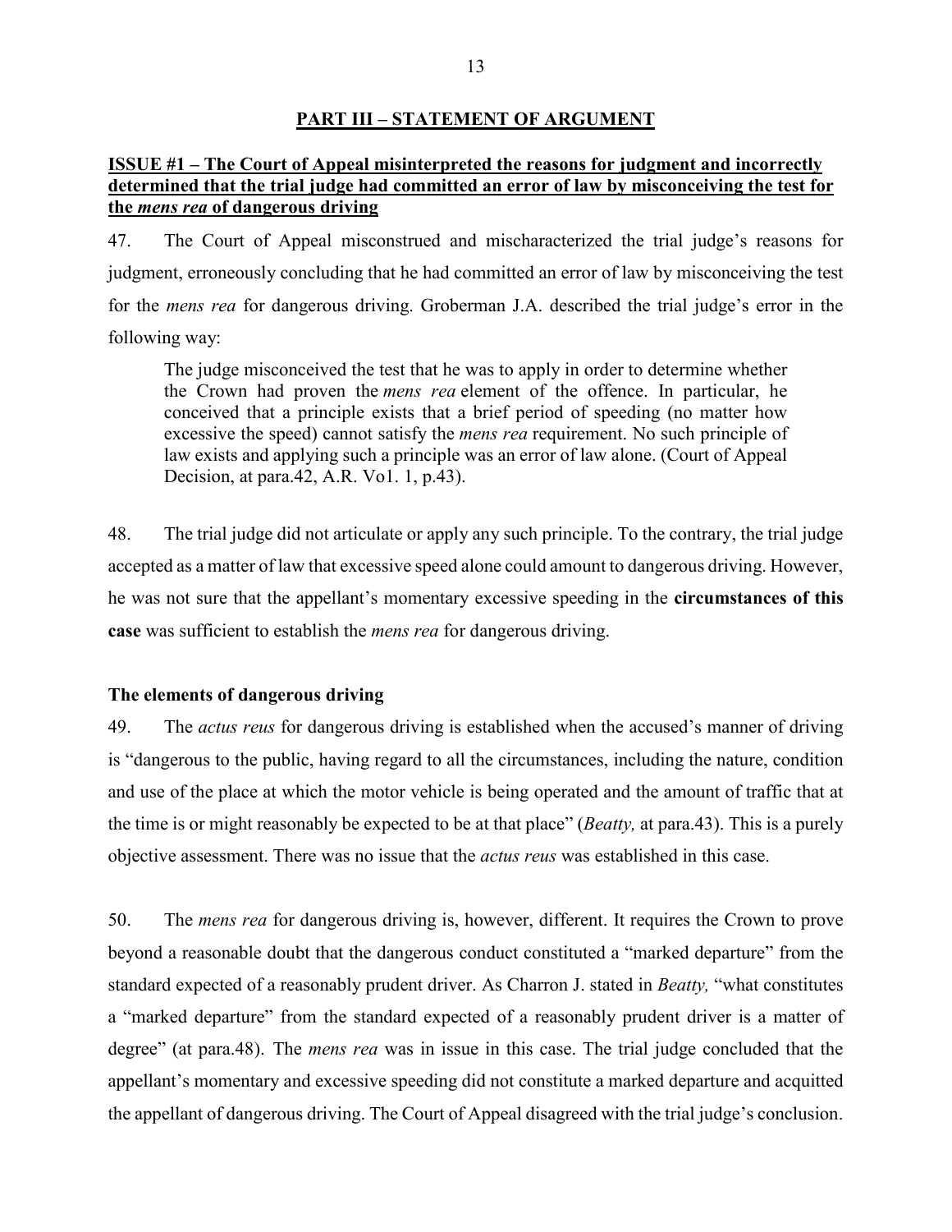## PART III – STATEMENT OF ARGUMENT

### ISSUE #1 – The Court of Appeal misinterpreted the reasons for judgment and incorrectly determined that the trial judge had committed an error of law by misconceiving the test for the *mens rea* of dangerous driving

47. The Court of Appeal misconstrued and mischaracterized the trial judge's reasons for judgment, erroneously concluding that he had committed an error of law by misconceiving the test for the *mens rea* for dangerous driving. Groberman J.A. described the trial judge's error in the following way:

> The judge misconceived the test that he was to apply in order to determine whether the Crown had proven the *mens rea* element of the offence. In particular, he conceived that a principle exists that a brief period of speeding (no matter how excessive the speed) cannot satisfy the *mens rea* requirement. No such principle of law exists and applying such a principle was an error of law alone. (Court of Appeal Decision, at para.42, A.R. Vo1. 1, p.43).

48. The trial judge did not articulate or apply any such principle. To the contrary, the trial judge accepted as a matter of law that excessive speed alone could amount to dangerous driving. However, he was not sure that the appellant's momentary excessive speeding in the **circumstances of this case** was sufficient to establish the *mens rea* for dangerous driving.

#### The elements of dangerous driving

49. The *actus reus* for dangerous driving is established when the accused's manner of driving is "dangerous to the public, having regard to all the circumstances, including the nature, condition and use of the place at which the motor vehicle is being operated and the amount of traffic that at the time is or might reasonably be expected to be at that place" (*Beatty,* at para.43). This is a purely objective assessment. There was no issue that the *actus reus* was established in this case.

50. The *mens rea* for dangerous driving is, however, different. It requires the Crown to prove beyond a reasonable doubt that the dangerous conduct constituted a "marked departure" from the standard expected of a reasonably prudent driver. As Charron J. stated in *Beatty,* "what constitutes a "marked departure" from the standard expected of a reasonably prudent driver is a matter of degree" (at para.48). The *mens rea* was in issue in this case. The trial judge concluded that the appellant's momentary and excessive speeding did not constitute a marked departure and acquitted the appellant of dangerous driving. The Court of Appeal disagreed with the trial judge's conclusion.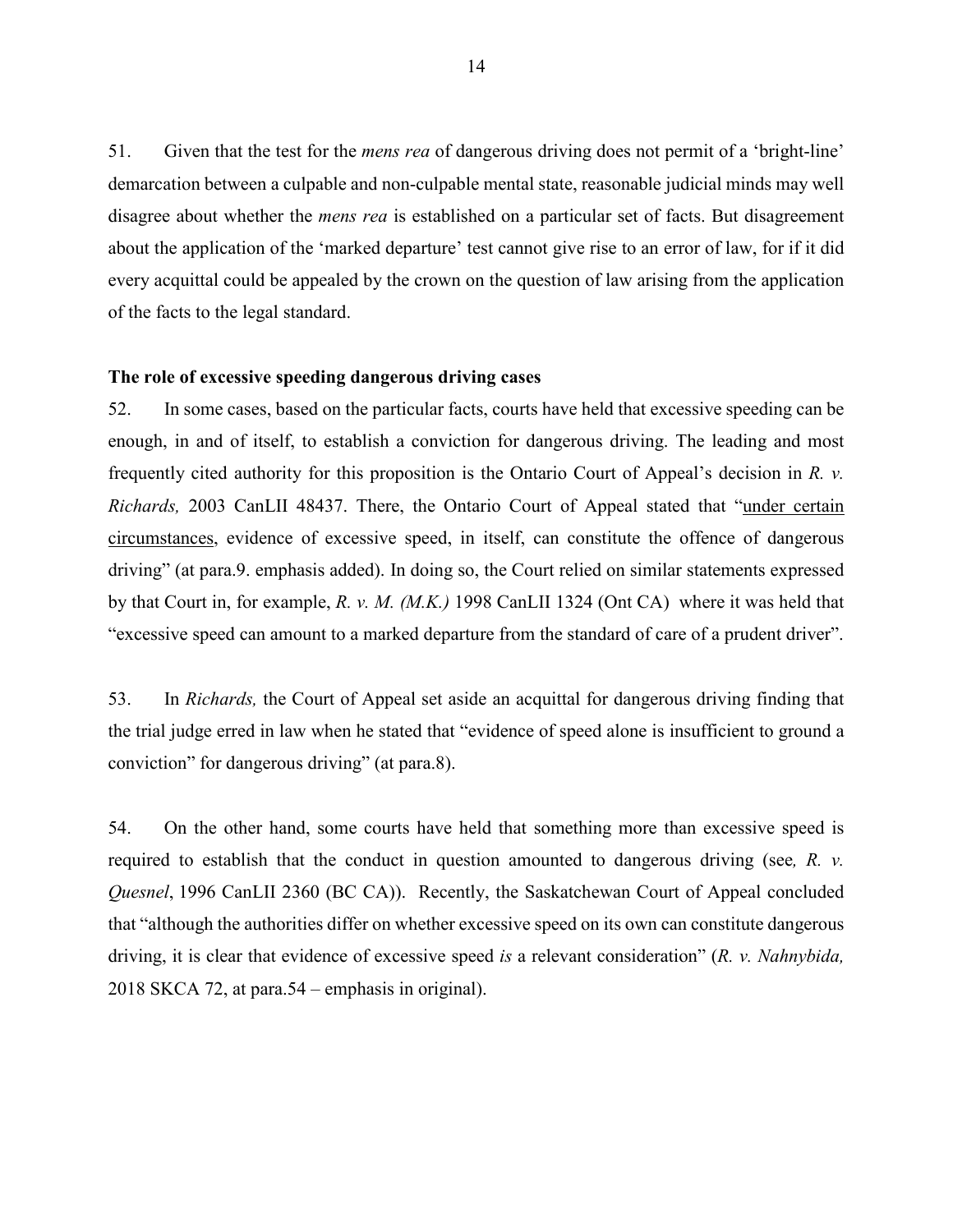51. Given that the test for the *mens rea* of dangerous driving does not permit of a 'bright-line' demarcation between a culpable and non-culpable mental state, reasonable judicial minds may well disagree about whether the *mens rea* is established on a particular set of facts. But disagreement about the application of the 'marked departure' test cannot give rise to an error of law, for if it did every acquittal could be appealed by the crown on the question of law arising from the application of the facts to the legal standard.

**The role of excessive speeding dangerous driving cases**

52. In some cases, based on the particular facts, courts have held that excessive speeding can be enough, in and of itself, to establish a conviction for dangerous driving. The leading and most frequently cited authority for this proposition is the Ontario Court of Appeal's decision in *R. v. Richards,* 2003 CanLII 48437. There, the Ontario Court of Appeal stated that "<u>under certain circumstances</u>, evidence of excessive speed, in itself, can constitute the offence of dangerous driving" (at para.9. emphasis added). In doing so, the Court relied on similar statements expressed by that Court in, for example, *R. v. M. (M.K.)* 1998 CanLII 1324 (Ont CA) where it was held that "excessive speed can amount to a marked departure from the standard of care of a prudent driver".

53. In *Richards,* the Court of Appeal set aside an acquittal for dangerous driving finding that the trial judge erred in law when he stated that "evidence of speed alone is insufficient to ground a conviction" for dangerous driving" (at para.8).

54. On the other hand, some courts have held that something more than excessive speed is required to establish that the conduct in question amounted to dangerous driving (see*, R. v. Quesnel*, 1996 CanLII 2360 (BC CA)). Recently, the Saskatchewan Court of Appeal concluded that "although the authorities differ on whether excessive speed on its own can constitute dangerous driving, it is clear that evidence of excessive speed *is* a relevant consideration" (*R. v. Nahnybida,* 2018 SKCA 72, at para.54 – emphasis in original).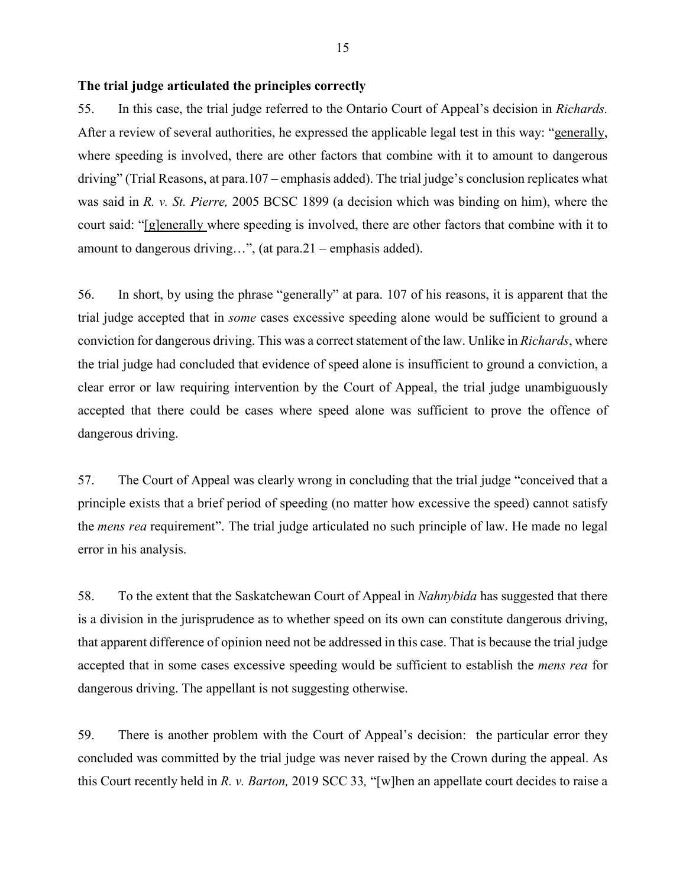**The trial judge articulated the principles correctly**

55. In this case, the trial judge referred to the Ontario Court of Appeal's decision in *Richards.* After a review of several authorities, he expressed the applicable legal test in this way: "<u>generally</u>, where speeding is involved, there are other factors that combine with it to amount to dangerous driving" (Trial Reasons, at para.107 – emphasis added). The trial judge's conclusion replicates what was said in *R. v. St. Pierre,* 2005 BCSC 1899 (a decision which was binding on him), where the court said: "<u>[g]enerally</u> where speeding is involved, there are other factors that combine with it to amount to dangerous driving…", (at para.21 – emphasis added).

56. In short, by using the phrase "generally" at para. 107 of his reasons, it is apparent that the trial judge accepted that in *some* cases excessive speeding alone would be sufficient to ground a conviction for dangerous driving. This was a correct statement of the law. Unlike in *Richards*, where the trial judge had concluded that evidence of speed alone is insufficient to ground a conviction, a clear error or law requiring intervention by the Court of Appeal, the trial judge unambiguously accepted that there could be cases where speed alone was sufficient to prove the offence of dangerous driving.

57. The Court of Appeal was clearly wrong in concluding that the trial judge "conceived that a principle exists that a brief period of speeding (no matter how excessive the speed) cannot satisfy the *mens rea* requirement". The trial judge articulated no such principle of law. He made no legal error in his analysis.

58. To the extent that the Saskatchewan Court of Appeal in *Nahnybida* has suggested that there is a division in the jurisprudence as to whether speed on its own can constitute dangerous driving, that apparent difference of opinion need not be addressed in this case. That is because the trial judge accepted that in some cases excessive speeding would be sufficient to establish the *mens rea* for dangerous driving. The appellant is not suggesting otherwise.

59. There is another problem with the Court of Appeal's decision: the particular error they concluded was committed by the trial judge was never raised by the Crown during the appeal. As this Court recently held in *R. v. Barton,* 2019 SCC 33*,* "[w]hen an appellate court decides to raise a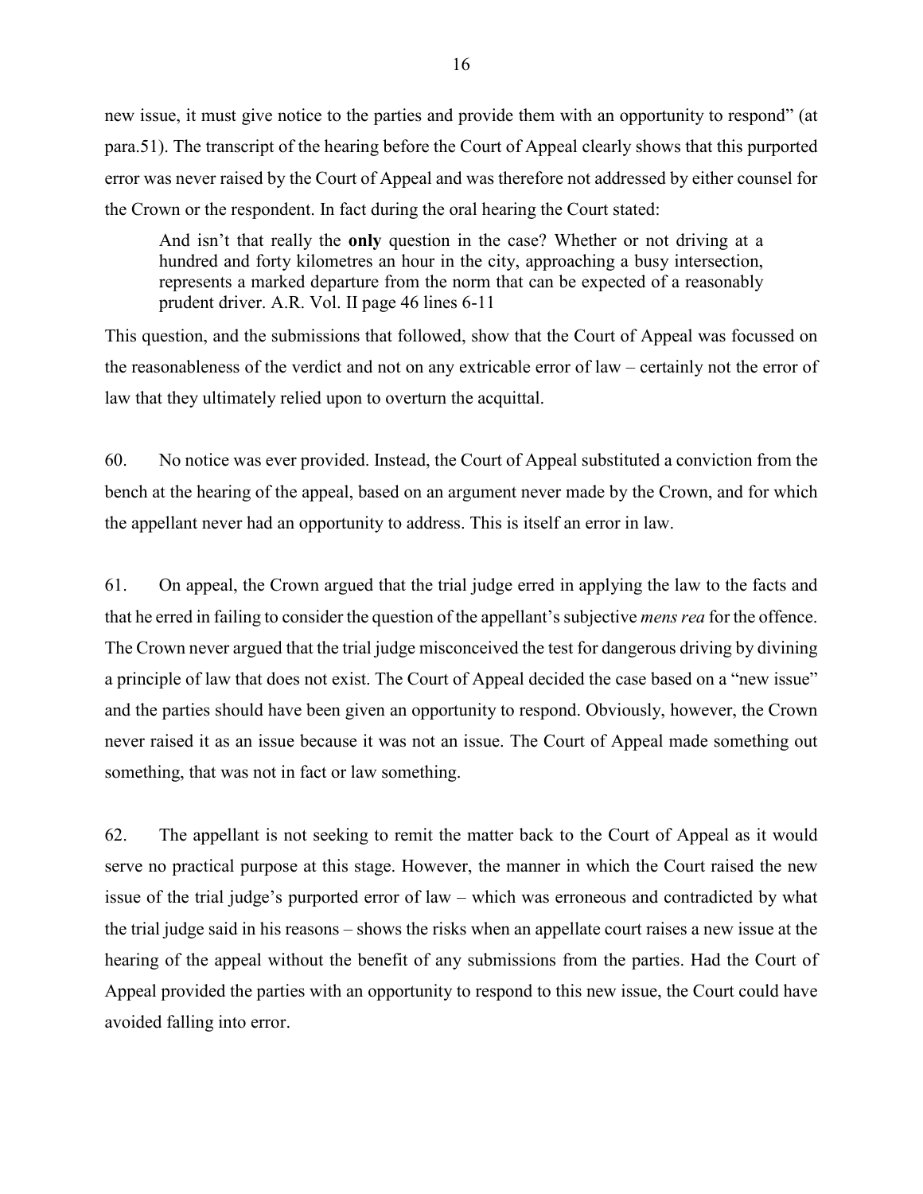new issue, it must give notice to the parties and provide them with an opportunity to respond" (at para.51). The transcript of the hearing before the Court of Appeal clearly shows that this purported error was never raised by the Court of Appeal and was therefore not addressed by either counsel for the Crown or the respondent. In fact during the oral hearing the Court stated:

> And isn't that really the **only** question in the case? Whether or not driving at a hundred and forty kilometres an hour in the city, approaching a busy intersection, represents a marked departure from the norm that can be expected of a reasonably prudent driver. A.R. Vol. II page 46 lines 6-11

This question, and the submissions that followed, show that the Court of Appeal was focussed on the reasonableness of the verdict and not on any extricable error of law – certainly not the error of law that they ultimately relied upon to overturn the acquittal.

60. No notice was ever provided. Instead, the Court of Appeal substituted a conviction from the bench at the hearing of the appeal, based on an argument never made by the Crown, and for which the appellant never had an opportunity to address. This is itself an error in law.

61. On appeal, the Crown argued that the trial judge erred in applying the law to the facts and that he erred in failing to consider the question of the appellant's subjective *mens rea* for the offence. The Crown never argued that the trial judge misconceived the test for dangerous driving by divining a principle of law that does not exist. The Court of Appeal decided the case based on a "new issue" and the parties should have been given an opportunity to respond. Obviously, however, the Crown never raised it as an issue because it was not an issue. The Court of Appeal made something out something, that was not in fact or law something.

62. The appellant is not seeking to remit the matter back to the Court of Appeal as it would serve no practical purpose at this stage. However, the manner in which the Court raised the new issue of the trial judge's purported error of law – which was erroneous and contradicted by what the trial judge said in his reasons – shows the risks when an appellate court raises a new issue at the hearing of the appeal without the benefit of any submissions from the parties. Had the Court of Appeal provided the parties with an opportunity to respond to this new issue, the Court could have avoided falling into error.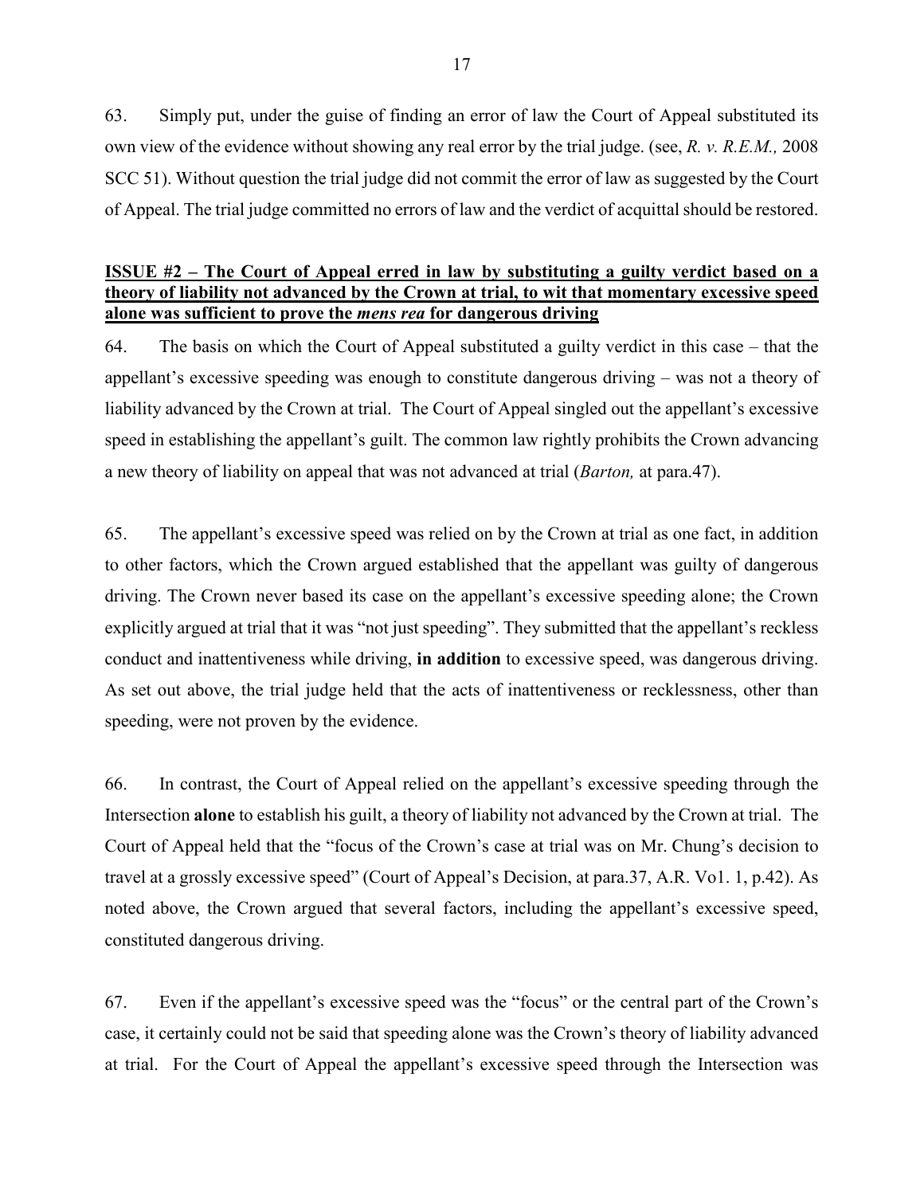63. Simply put, under the guise of finding an error of law the Court of Appeal substituted its own view of the evidence without showing any real error by the trial judge. (see, *R. v. R.E.M.,* 2008 SCC 51). Without question the trial judge did not commit the error of law as suggested by the Court of Appeal. The trial judge committed no errors of law and the verdict of acquittal should be restored.

**ISSUE #2 – The Court of Appeal erred in law by substituting a guilty verdict based on a theory of liability not advanced by the Crown at trial, to wit that momentary excessive speed alone was sufficient to prove the *mens rea* for dangerous driving**

64. The basis on which the Court of Appeal substituted a guilty verdict in this case – that the appellant's excessive speeding was enough to constitute dangerous driving – was not a theory of liability advanced by the Crown at trial. The Court of Appeal singled out the appellant's excessive speed in establishing the appellant's guilt. The common law rightly prohibits the Crown advancing a new theory of liability on appeal that was not advanced at trial (*Barton,* at para.47).

65. The appellant's excessive speed was relied on by the Crown at trial as one fact, in addition to other factors, which the Crown argued established that the appellant was guilty of dangerous driving. The Crown never based its case on the appellant's excessive speeding alone; the Crown explicitly argued at trial that it was "not just speeding". They submitted that the appellant's reckless conduct and inattentiveness while driving, **in addition** to excessive speed, was dangerous driving. As set out above, the trial judge held that the acts of inattentiveness or recklessness, other than speeding, were not proven by the evidence.

66. In contrast, the Court of Appeal relied on the appellant's excessive speeding through the Intersection **alone** to establish his guilt, a theory of liability not advanced by the Crown at trial. The Court of Appeal held that the "focus of the Crown's case at trial was on Mr. Chung's decision to travel at a grossly excessive speed" (Court of Appeal's Decision, at para.37, A.R. Vo1. 1, p.42). As noted above, the Crown argued that several factors, including the appellant's excessive speed, constituted dangerous driving.

67. Even if the appellant's excessive speed was the "focus" or the central part of the Crown's case, it certainly could not be said that speeding alone was the Crown's theory of liability advanced at trial. For the Court of Appeal the appellant's excessive speed through the Intersection was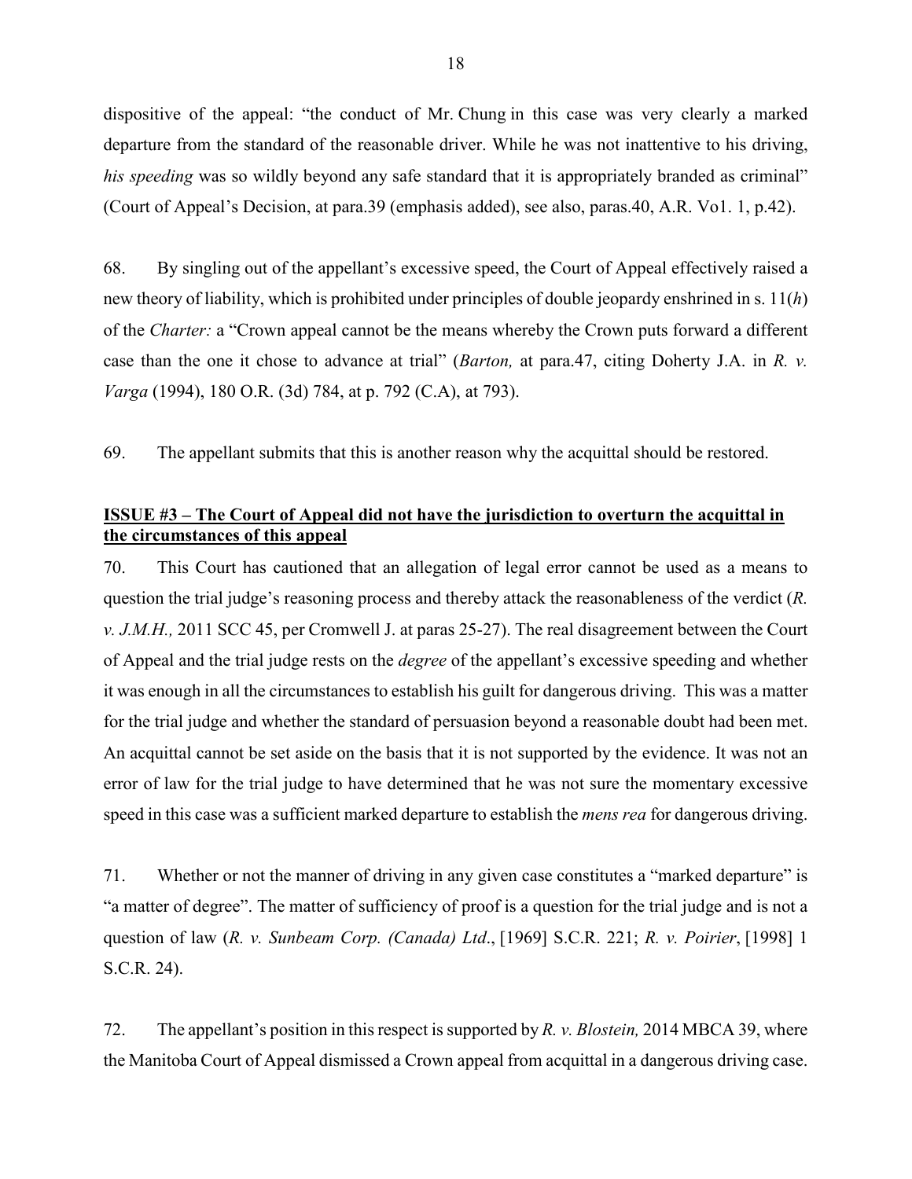dispositive of the appeal: "the conduct of Mr. Chung in this case was very clearly a marked departure from the standard of the reasonable driver. While he was not inattentive to his driving, *his speeding* was so wildly beyond any safe standard that it is appropriately branded as criminal" (Court of Appeal's Decision, at para.39 (emphasis added), see also, paras.40, A.R. Vo1. 1, p.42).

68. By singling out of the appellant's excessive speed, the Court of Appeal effectively raised a new theory of liability, which is prohibited under principles of double jeopardy enshrined in s. 11(*h*) of the *Charter:* a "Crown appeal cannot be the means whereby the Crown puts forward a different case than the one it chose to advance at trial" (*Barton,* at para.47, citing Doherty J.A. in *R. v. Varga* (1994), 180 O.R. (3d) 784, at p. 792 (C.A), at 793).

69. The appellant submits that this is another reason why the acquittal should be restored.

**ISSUE #3 – The Court of Appeal did not have the jurisdiction to overturn the acquittal in the circumstances of this appeal**

70. This Court has cautioned that an allegation of legal error cannot be used as a means to question the trial judge's reasoning process and thereby attack the reasonableness of the verdict (*R. v. J.M.H.,* 2011 SCC 45, per Cromwell J. at paras 25-27). The real disagreement between the Court of Appeal and the trial judge rests on the *degree* of the appellant's excessive speeding and whether it was enough in all the circumstances to establish his guilt for dangerous driving. This was a matter for the trial judge and whether the standard of persuasion beyond a reasonable doubt had been met. An acquittal cannot be set aside on the basis that it is not supported by the evidence. It was not an error of law for the trial judge to have determined that he was not sure the momentary excessive speed in this case was a sufficient marked departure to establish the *mens rea* for dangerous driving.

71. Whether or not the manner of driving in any given case constitutes a "marked departure" is "a matter of degree". The matter of sufficiency of proof is a question for the trial judge and is not a question of law (*R. v. Sunbeam Corp. (Canada) Ltd*., [1969] S.C.R. 221; *R. v. Poirier*, [1998] 1 S.C.R. 24).

72. The appellant's position in this respect is supported by *R. v. Blostein,* 2014 MBCA 39, where the Manitoba Court of Appeal dismissed a Crown appeal from acquittal in a dangerous driving case.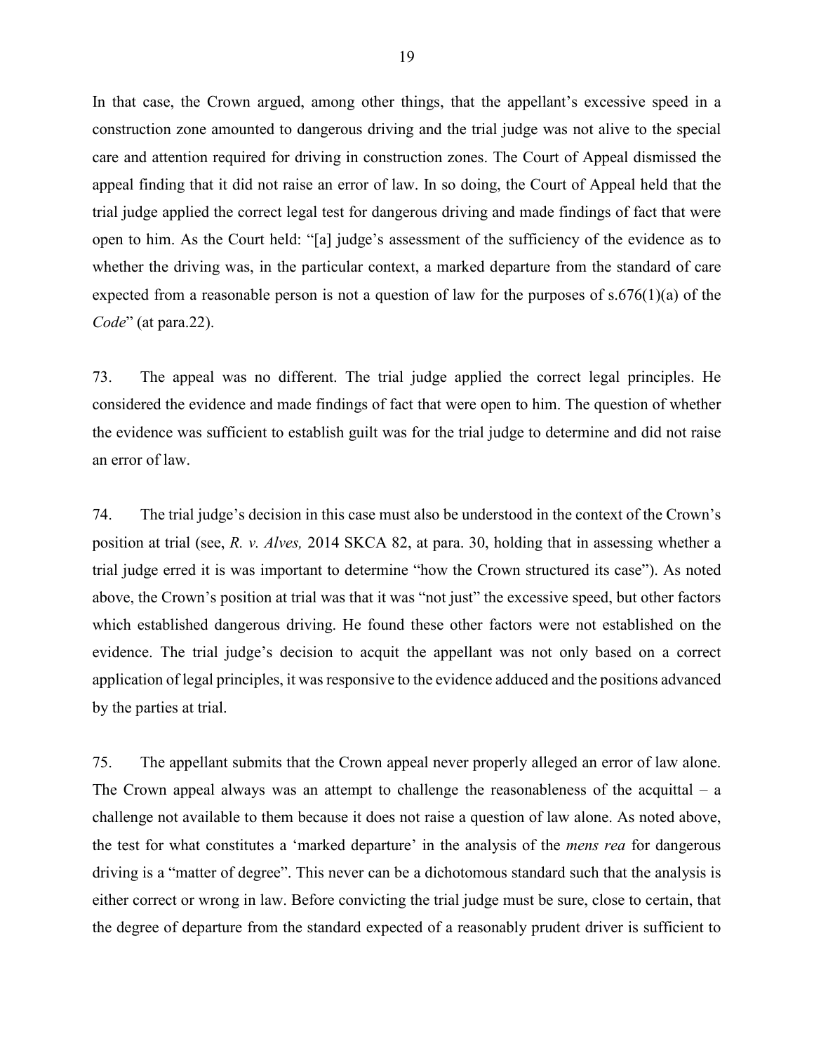In that case, the Crown argued, among other things, that the appellant's excessive speed in a construction zone amounted to dangerous driving and the trial judge was not alive to the special care and attention required for driving in construction zones. The Court of Appeal dismissed the appeal finding that it did not raise an error of law. In so doing, the Court of Appeal held that the trial judge applied the correct legal test for dangerous driving and made findings of fact that were open to him. As the Court held: "[a] judge's assessment of the sufficiency of the evidence as to whether the driving was, in the particular context, a marked departure from the standard of care expected from a reasonable person is not a question of law for the purposes of s.676(1)(a) of the *Code*" (at para.22).

73. The appeal was no different. The trial judge applied the correct legal principles. He considered the evidence and made findings of fact that were open to him. The question of whether the evidence was sufficient to establish guilt was for the trial judge to determine and did not raise an error of law.

74. The trial judge's decision in this case must also be understood in the context of the Crown's position at trial (see, *R. v. Alves,* 2014 SKCA 82, at para. 30, holding that in assessing whether a trial judge erred it is was important to determine "how the Crown structured its case"). As noted above, the Crown's position at trial was that it was "not just" the excessive speed, but other factors which established dangerous driving. He found these other factors were not established on the evidence. The trial judge's decision to acquit the appellant was not only based on a correct application of legal principles, it was responsive to the evidence adduced and the positions advanced by the parties at trial.

75. The appellant submits that the Crown appeal never properly alleged an error of law alone. The Crown appeal always was an attempt to challenge the reasonableness of the acquittal – a challenge not available to them because it does not raise a question of law alone. As noted above, the test for what constitutes a 'marked departure' in the analysis of the *mens rea* for dangerous driving is a "matter of degree". This never can be a dichotomous standard such that the analysis is either correct or wrong in law. Before convicting the trial judge must be sure, close to certain, that the degree of departure from the standard expected of a reasonably prudent driver is sufficient to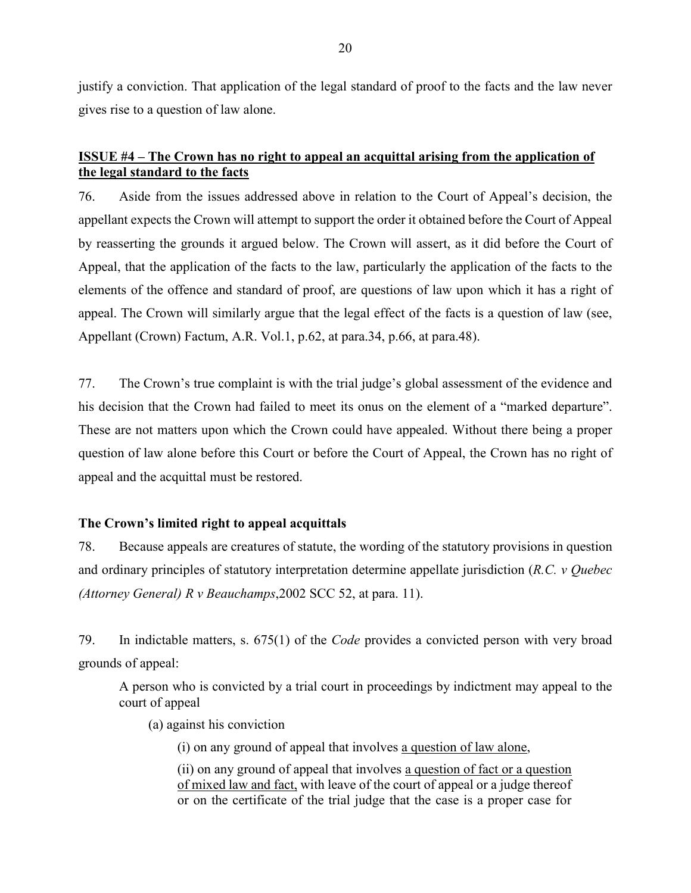justify a conviction. That application of the legal standard of proof to the facts and the law never gives rise to a question of law alone.

**<u>ISSUE #4 – The Crown has no right to appeal an acquittal arising from the application of the legal standard to the facts</u>**

76. Aside from the issues addressed above in relation to the Court of Appeal's decision, the appellant expects the Crown will attempt to support the order it obtained before the Court of Appeal by reasserting the grounds it argued below. The Crown will assert, as it did before the Court of Appeal, that the application of the facts to the law, particularly the application of the facts to the elements of the offence and standard of proof, are questions of law upon which it has a right of appeal. The Crown will similarly argue that the legal effect of the facts is a question of law (see, Appellant (Crown) Factum, A.R. Vol.1, p.62, at para.34, p.66, at para.48).

77. The Crown's true complaint is with the trial judge's global assessment of the evidence and his decision that the Crown had failed to meet its onus on the element of a "marked departure". These are not matters upon which the Crown could have appealed. Without there being a proper question of law alone before this Court or before the Court of Appeal, the Crown has no right of appeal and the acquittal must be restored.

**The Crown's limited right to appeal acquittals**

78. Because appeals are creatures of statute, the wording of the statutory provisions in question and ordinary principles of statutory interpretation determine appellate jurisdiction (*R.C. v Quebec (Attorney General) R v Beauchamps*,2002 SCC 52, at para. 11).

79. In indictable matters, s. 675(1) of the *Code* provides a convicted person with very broad grounds of appeal:

> A person who is convicted by a trial court in proceedings by indictment may appeal to the court of appeal
>
> (a) against his conviction
>
> (i) on any ground of appeal that involves <u>a question of law alone</u>,
>
> (ii) on any ground of appeal that involves <u>a question of fact or a question of mixed law and fact,</u> with leave of the court of appeal or a judge thereof or on the certificate of the trial judge that the case is a proper case for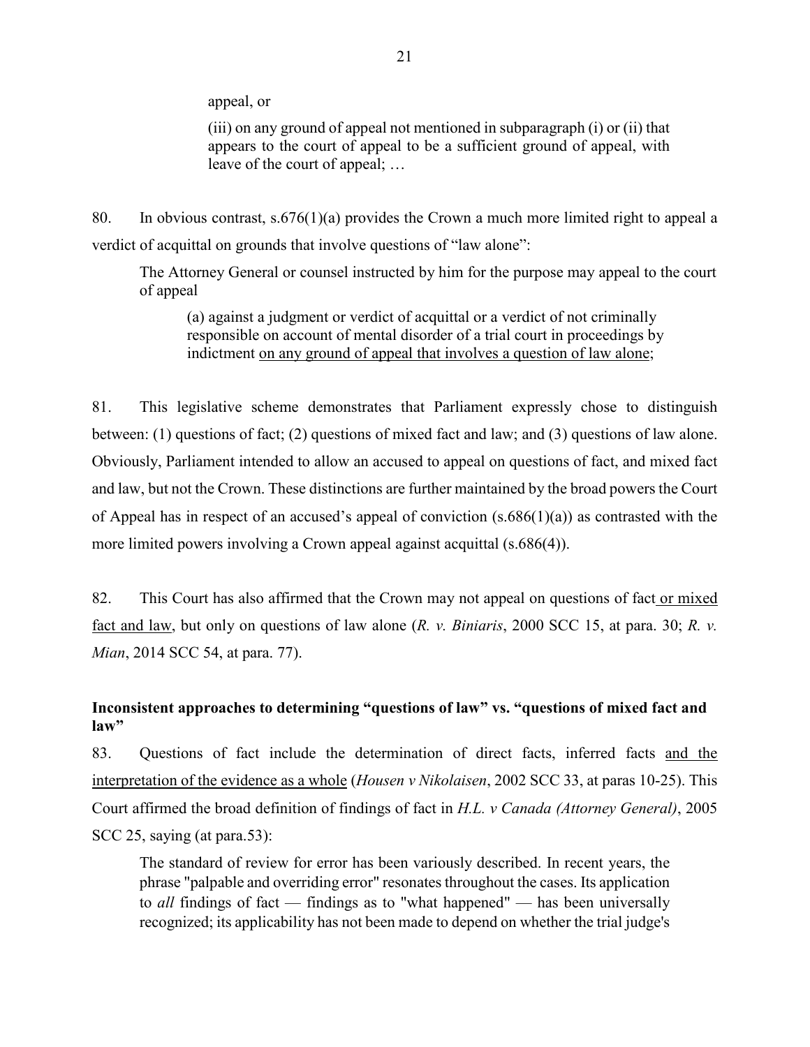appeal, or

> (iii) on any ground of appeal not mentioned in subparagraph (i) or (ii) that appears to the court of appeal to be a sufficient ground of appeal, with leave of the court of appeal; …

80. In obvious contrast, s.676(1)(a) provides the Crown a much more limited right to appeal a verdict of acquittal on grounds that involve questions of "law alone":

> The Attorney General or counsel instructed by him for the purpose may appeal to the court of appeal
>
> (a) against a judgment or verdict of acquittal or a verdict of not criminally responsible on account of mental disorder of a trial court in proceedings by indictment <u>on any ground of appeal that involves a question of law alone</u>;

81. This legislative scheme demonstrates that Parliament expressly chose to distinguish between: (1) questions of fact; (2) questions of mixed fact and law; and (3) questions of law alone. Obviously, Parliament intended to allow an accused to appeal on questions of fact, and mixed fact and law, but not the Crown. These distinctions are further maintained by the broad powers the Court of Appeal has in respect of an accused's appeal of conviction (s.686(1)(a)) as contrasted with the more limited powers involving a Crown appeal against acquittal (s.686(4)).

82. This Court has also affirmed that the Crown may not appeal on questions of fact <u>or mixed fact and law</u>, but only on questions of law alone (*R. v. Biniaris*, 2000 SCC 15, at para. 30; *R. v. Mian*, 2014 SCC 54, at para. 77).

**Inconsistent approaches to determining "questions of law" vs. "questions of mixed fact and law"**

83. Questions of fact include the determination of direct facts, inferred facts <u>and the interpretation of the evidence as a whole</u> (*Housen v Nikolaisen*, 2002 SCC 33, at paras 10-25). This Court affirmed the broad definition of findings of fact in *H.L. v Canada (Attorney General)*, 2005 SCC 25, saying (at para.53):

> The standard of review for error has been variously described. In recent years, the phrase "palpable and overriding error" resonates throughout the cases. Its application to *all* findings of fact — findings as to "what happened" — has been universally recognized; its applicability has not been made to depend on whether the trial judge's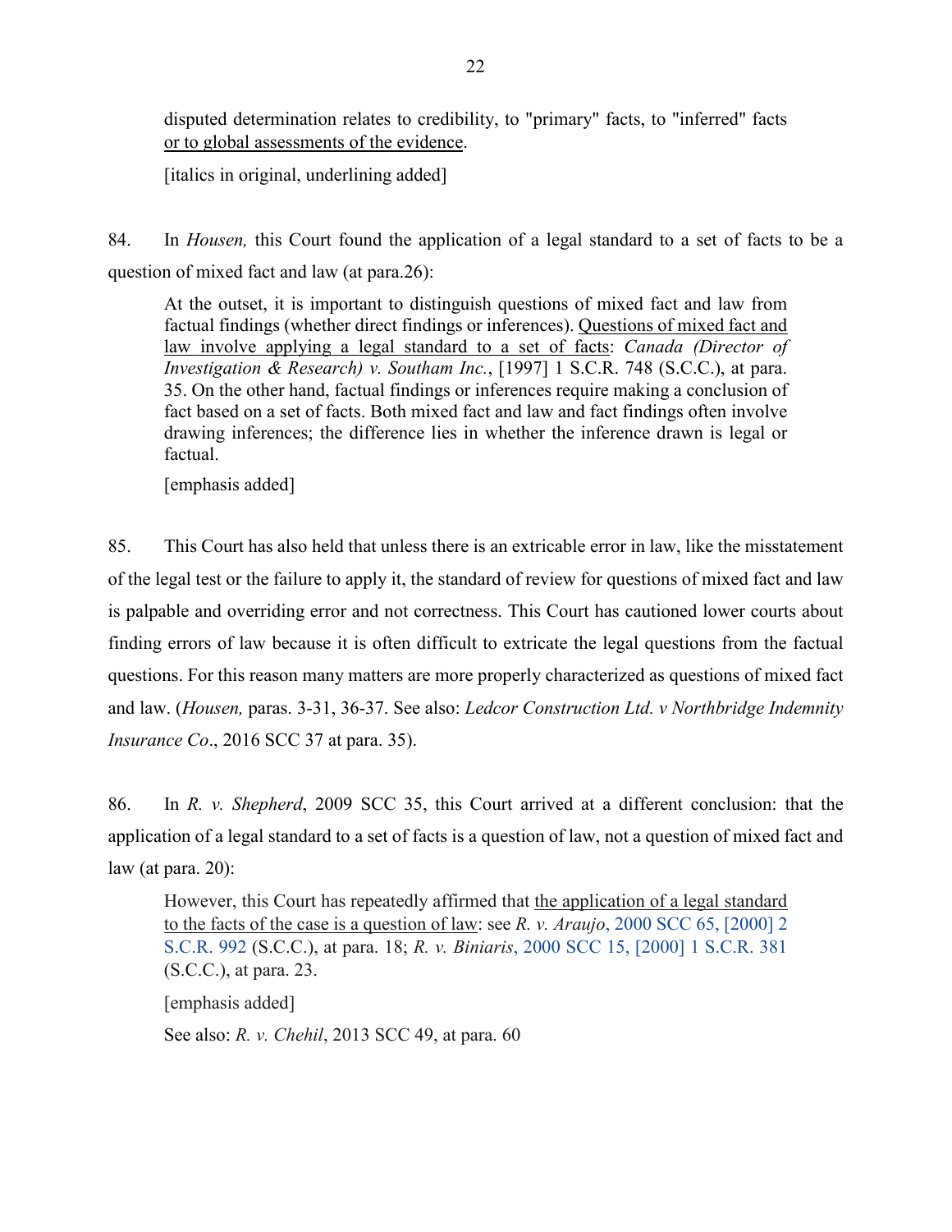> disputed determination relates to credibility, to "primary" facts, to "inferred" facts <u>or to global assessments of the evidence</u>.
>
> [italics in original, underlining added]

84. In *Housen,* this Court found the application of a legal standard to a set of facts to be a question of mixed fact and law (at para.26):

> At the outset, it is important to distinguish questions of mixed fact and law from factual findings (whether direct findings or inferences). <u>Questions of mixed fact and law involve applying a legal standard to a set of facts</u>: *Canada (Director of Investigation & Research) v. Southam Inc.*, [1997] 1 S.C.R. 748 (S.C.C.), at para. 35. On the other hand, factual findings or inferences require making a conclusion of fact based on a set of facts. Both mixed fact and law and fact findings often involve drawing inferences; the difference lies in whether the inference drawn is legal or factual.
>
> [emphasis added]

85. This Court has also held that unless there is an extricable error in law, like the misstatement of the legal test or the failure to apply it, the standard of review for questions of mixed fact and law is palpable and overriding error and not correctness. This Court has cautioned lower courts about finding errors of law because it is often difficult to extricate the legal questions from the factual questions. For this reason many matters are more properly characterized as questions of mixed fact and law. (*Housen,* paras. 3-31, 36-37. See also: *Ledcor Construction Ltd. v Northbridge Indemnity Insurance Co*., 2016 SCC 37 at para. 35).

86. In *R. v. Shepherd*, 2009 SCC 35, this Court arrived at a different conclusion: that the application of a legal standard to a set of facts is a question of law, not a question of mixed fact and law (at para. 20):

> However, this Court has repeatedly affirmed that <u>the application of a legal standard to the facts of the case is a question of law</u>: see *R. v. Araujo*, 2000 SCC 65, [2000] 2 S.C.R. 992 (S.C.C.), at para. 18; *R. v. Biniaris*, 2000 SCC 15, [2000] 1 S.C.R. 381 (S.C.C.), at para. 23.
>
> [emphasis added]
>
> See also: *R. v. Chehil*, 2013 SCC 49, at para. 60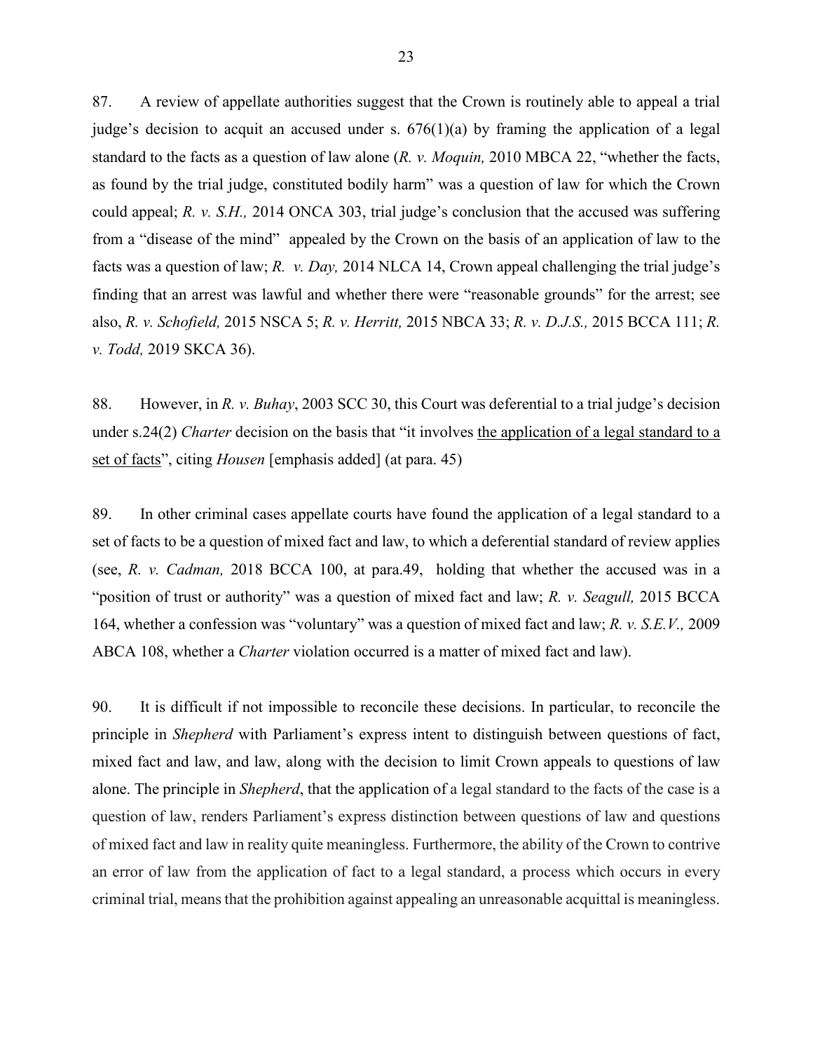87. A review of appellate authorities suggest that the Crown is routinely able to appeal a trial judge's decision to acquit an accused under s. 676(1)(a) by framing the application of a legal standard to the facts as a question of law alone (*R. v. Moquin,* 2010 MBCA 22, "whether the facts, as found by the trial judge, constituted bodily harm" was a question of law for which the Crown could appeal; *R. v. S.H.,* 2014 ONCA 303, trial judge's conclusion that the accused was suffering from a "disease of the mind" appealed by the Crown on the basis of an application of law to the facts was a question of law; *R. v. Day,* 2014 NLCA 14, Crown appeal challenging the trial judge's finding that an arrest was lawful and whether there were "reasonable grounds" for the arrest; see also, *R. v. Schofield,* 2015 NSCA 5; *R. v. Herritt,* 2015 NBCA 33; *R. v. D.J.S.,* 2015 BCCA 111; *R. v. Todd,* 2019 SKCA 36).

88. However, in *R. v. Buhay*, 2003 SCC 30, this Court was deferential to a trial judge's decision under s.24(2) *Charter* decision on the basis that "it involves <u>the application of a legal standard to a set of facts</u>", citing *Housen* [emphasis added] (at para. 45)

89. In other criminal cases appellate courts have found the application of a legal standard to a set of facts to be a question of mixed fact and law, to which a deferential standard of review applies (see, *R. v. Cadman,* 2018 BCCA 100, at para.49, holding that whether the accused was in a "position of trust or authority" was a question of mixed fact and law; *R. v. Seagull,* 2015 BCCA 164, whether a confession was "voluntary" was a question of mixed fact and law; *R. v. S.E.V.,* 2009 ABCA 108, whether a *Charter* violation occurred is a matter of mixed fact and law).

90. It is difficult if not impossible to reconcile these decisions. In particular, to reconcile the principle in *Shepherd* with Parliament's express intent to distinguish between questions of fact, mixed fact and law, and law, along with the decision to limit Crown appeals to questions of law alone. The principle in *Shepherd*, that the application of a legal standard to the facts of the case is a question of law, renders Parliament's express distinction between questions of law and questions of mixed fact and law in reality quite meaningless. Furthermore, the ability of the Crown to contrive an error of law from the application of fact to a legal standard, a process which occurs in every criminal trial, means that the prohibition against appealing an unreasonable acquittal is meaningless.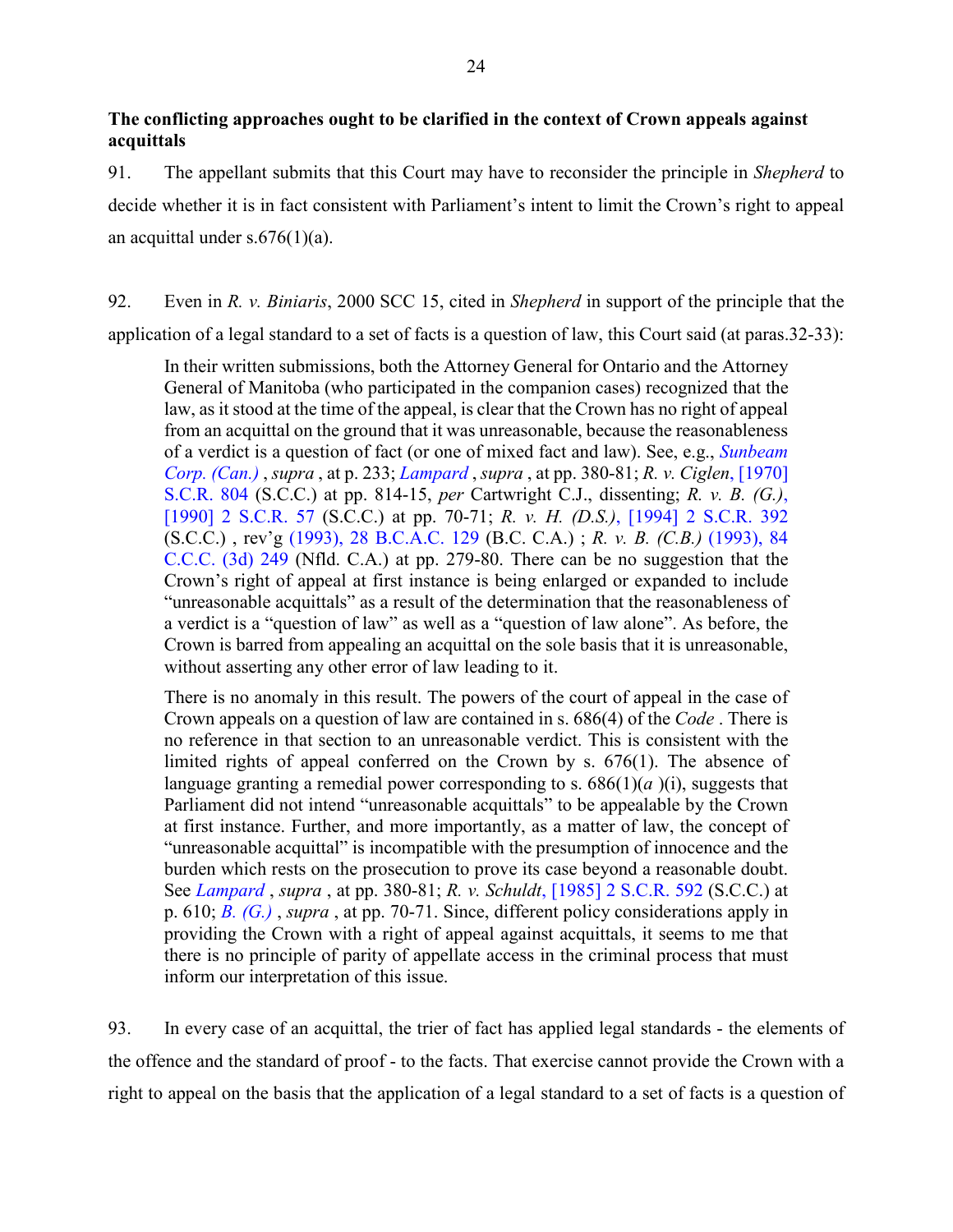**The conflicting approaches ought to be clarified in the context of Crown appeals against acquittals**

91. The appellant submits that this Court may have to reconsider the principle in *Shepherd* to decide whether it is in fact consistent with Parliament's intent to limit the Crown's right to appeal an acquittal under s.676(1)(a).

92. Even in *R. v. Biniaris*, 2000 SCC 15, cited in *Shepherd* in support of the principle that the application of a legal standard to a set of facts is a question of law, this Court said (at paras.32-33):

> In their written submissions, both the Attorney General for Ontario and the Attorney General of Manitoba (who participated in the companion cases) recognized that the law, as it stood at the time of the appeal, is clear that the Crown has no right of appeal from an acquittal on the ground that it was unreasonable, because the reasonableness of a verdict is a question of fact (or one of mixed fact and law). See, e.g., *Sunbeam Corp. (Can.)* , *supra* , at p. 233; *Lampard* , *supra* , at pp. 380-81; *R. v. Ciglen*, [1970] S.C.R. 804 (S.C.C.) at pp. 814-15, *per* Cartwright C.J., dissenting; *R. v. B. (G.)*, [1990] 2 S.C.R. 57 (S.C.C.) at pp. 70-71; *R. v. H. (D.S.)*, [1994] 2 S.C.R. 392 (S.C.C.) , rev'g (1993), 28 B.C.A.C. 129 (B.C. C.A.) ; *R. v. B. (C.B.)* (1993), 84 C.C.C. (3d) 249 (Nfld. C.A.) at pp. 279-80. There can be no suggestion that the Crown's right of appeal at first instance is being enlarged or expanded to include "unreasonable acquittals" as a result of the determination that the reasonableness of a verdict is a "question of law" as well as a "question of law alone". As before, the Crown is barred from appealing an acquittal on the sole basis that it is unreasonable, without asserting any other error of law leading to it.
>
> There is no anomaly in this result. The powers of the court of appeal in the case of Crown appeals on a question of law are contained in s. 686(4) of the *Code* . There is no reference in that section to an unreasonable verdict. This is consistent with the limited rights of appeal conferred on the Crown by s. 676(1). The absence of language granting a remedial power corresponding to s. 686(1)(*a* )(i), suggests that Parliament did not intend "unreasonable acquittals" to be appealable by the Crown at first instance. Further, and more importantly, as a matter of law, the concept of "unreasonable acquittal" is incompatible with the presumption of innocence and the burden which rests on the prosecution to prove its case beyond a reasonable doubt. See *Lampard* , *supra* , at pp. 380-81; *R. v. Schuldt*, [1985] 2 S.C.R. 592 (S.C.C.) at p. 610; *B. (G.)* , *supra* , at pp. 70-71. Since, different policy considerations apply in providing the Crown with a right of appeal against acquittals, it seems to me that there is no principle of parity of appellate access in the criminal process that must inform our interpretation of this issue.

93. In every case of an acquittal, the trier of fact has applied legal standards - the elements of the offence and the standard of proof - to the facts. That exercise cannot provide the Crown with a right to appeal on the basis that the application of a legal standard to a set of facts is a question of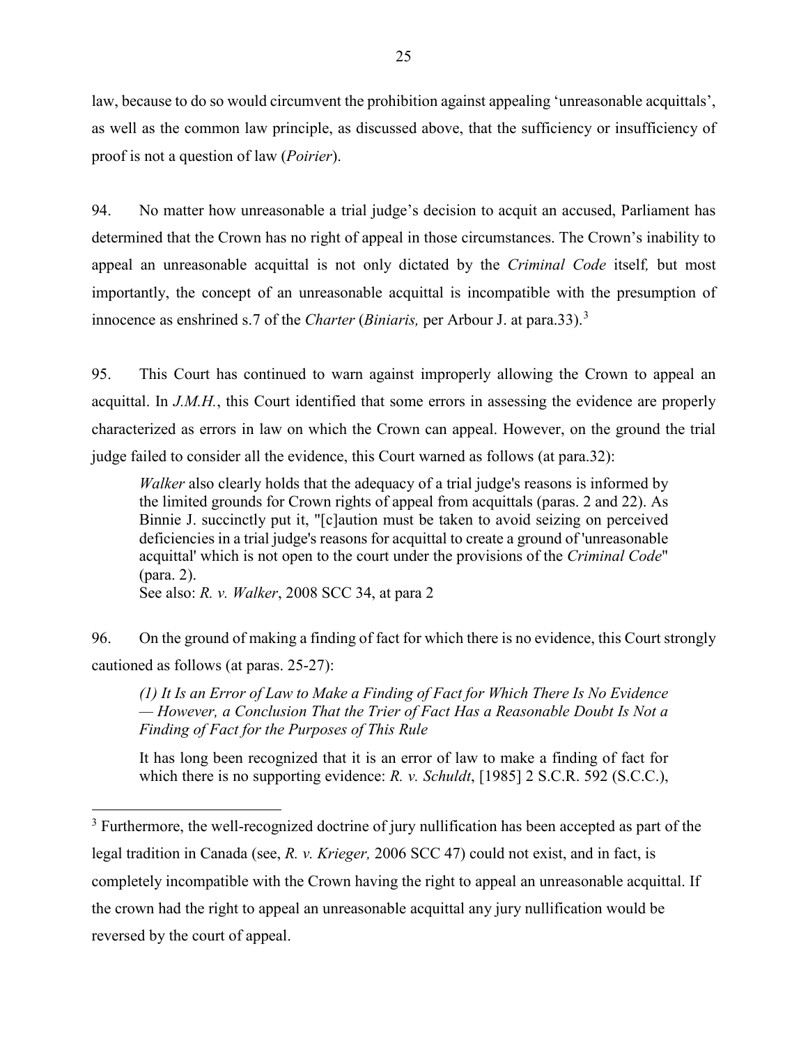law, because to do so would circumvent the prohibition against appealing 'unreasonable acquittals', as well as the common law principle, as discussed above, that the sufficiency or insufficiency of proof is not a question of law (*Poirier*).

94. No matter how unreasonable a trial judge's decision to acquit an accused, Parliament has determined that the Crown has no right of appeal in those circumstances. The Crown's inability to appeal an unreasonable acquittal is not only dictated by the *Criminal Code* itself, but most importantly, the concept of an unreasonable acquittal is incompatible with the presumption of innocence as enshrined s.7 of the *Charter* (*Biniaris,* per Arbour J. at para.33).[3]

95. This Court has continued to warn against improperly allowing the Crown to appeal an acquittal. In *J.M.H.*, this Court identified that some errors in assessing the evidence are properly characterized as errors in law on which the Crown can appeal. However, on the ground the trial judge failed to consider all the evidence, this Court warned as follows (at para.32):

> *Walker* also clearly holds that the adequacy of a trial judge's reasons is informed by the limited grounds for Crown rights of appeal from acquittals (paras. 2 and 22). As Binnie J. succinctly put it, "[c]aution must be taken to avoid seizing on perceived deficiencies in a trial judge's reasons for acquittal to create a ground of 'unreasonable acquittal' which is not open to the court under the provisions of the *Criminal Code*" (para. 2).
> See also: *R. v. Walker*, 2008 SCC 34, at para 2

96. On the ground of making a finding of fact for which there is no evidence, this Court strongly cautioned as follows (at paras. 25-27):

> *(1) It Is an Error of Law to Make a Finding of Fact for Which There Is No Evidence — However, a Conclusion That the Trier of Fact Has a Reasonable Doubt Is Not a Finding of Fact for the Purposes of This Rule*
>
> It has long been recognized that it is an error of law to make a finding of fact for which there is no supporting evidence: *R. v. Schuldt*, [1985] 2 S.C.R. 592 (S.C.C.),

---

[3] Furthermore, the well-recognized doctrine of jury nullification has been accepted as part of the legal tradition in Canada (see, *R. v. Krieger,* 2006 SCC 47) could not exist, and in fact, is completely incompatible with the Crown having the right to appeal an unreasonable acquittal. If the crown had the right to appeal an unreasonable acquittal any jury nullification would be reversed by the court of appeal.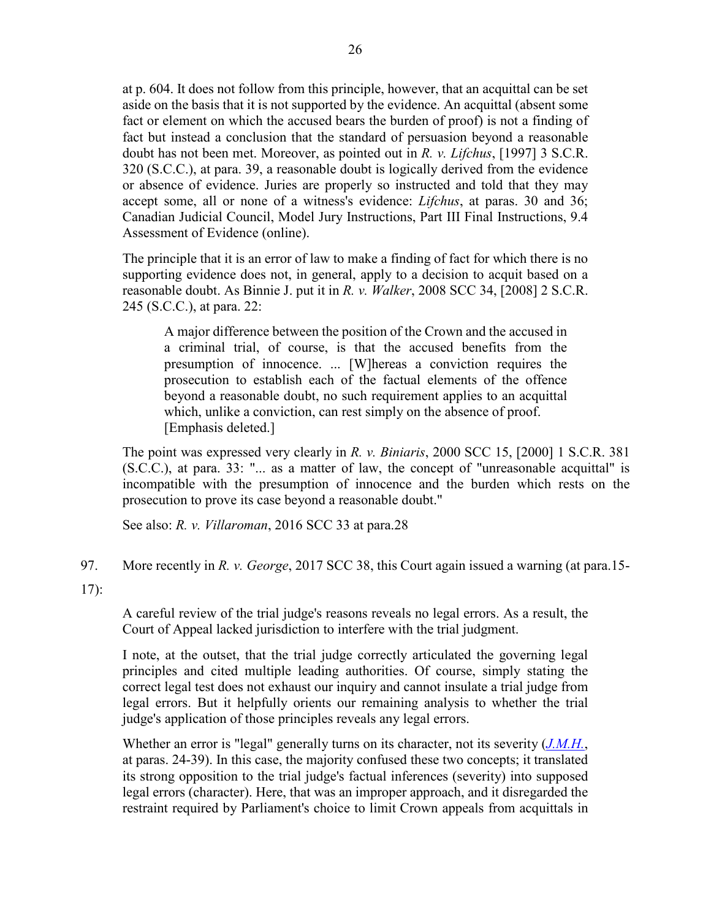at p. 604. It does not follow from this principle, however, that an acquittal can be set aside on the basis that it is not supported by the evidence. An acquittal (absent some fact or element on which the accused bears the burden of proof) is not a finding of fact but instead a conclusion that the standard of persuasion beyond a reasonable doubt has not been met. Moreover, as pointed out in *R. v. Lifchus*, [1997] 3 S.C.R. 320 (S.C.C.), at para. 39, a reasonable doubt is logically derived from the evidence or absence of evidence. Juries are properly so instructed and told that they may accept some, all or none of a witness's evidence: *Lifchus*, at paras. 30 and 36; Canadian Judicial Council, Model Jury Instructions, Part III Final Instructions, 9.4 Assessment of Evidence (online).

> The principle that it is an error of law to make a finding of fact for which there is no supporting evidence does not, in general, apply to a decision to acquit based on a reasonable doubt. As Binnie J. put it in *R. v. Walker*, 2008 SCC 34, [2008] 2 S.C.R. 245 (S.C.C.), at para. 22:
>
> > A major difference between the position of the Crown and the accused in a criminal trial, of course, is that the accused benefits from the presumption of innocence. ... [W]hereas a conviction requires the prosecution to establish each of the factual elements of the offence beyond a reasonable doubt, no such requirement applies to an acquittal which, unlike a conviction, can rest simply on the absence of proof. [Emphasis deleted.]
>
> The point was expressed very clearly in *R. v. Biniaris*, 2000 SCC 15, [2000] 1 S.C.R. 381 (S.C.C.), at para. 33: "... as a matter of law, the concept of "unreasonable acquittal" is incompatible with the presumption of innocence and the burden which rests on the prosecution to prove its case beyond a reasonable doubt."
>
> See also: *R. v. Villaroman*, 2016 SCC 33 at para.28

97. More recently in *R. v. George*, 2017 SCC 38, this Court again issued a warning (at para.15-17):

> A careful review of the trial judge's reasons reveals no legal errors. As a result, the Court of Appeal lacked jurisdiction to interfere with the trial judgment.
>
> I note, at the outset, that the trial judge correctly articulated the governing legal principles and cited multiple leading authorities. Of course, simply stating the correct legal test does not exhaust our inquiry and cannot insulate a trial judge from legal errors. But it helpfully orients our remaining analysis to whether the trial judge's application of those principles reveals any legal errors.
>
> Whether an error is "legal" generally turns on its character, not its severity (*J.M.H.*, at paras. 24-39). In this case, the majority confused these two concepts; it translated its strong opposition to the trial judge's factual inferences (severity) into supposed legal errors (character). Here, that was an improper approach, and it disregarded the restraint required by Parliament's choice to limit Crown appeals from acquittals in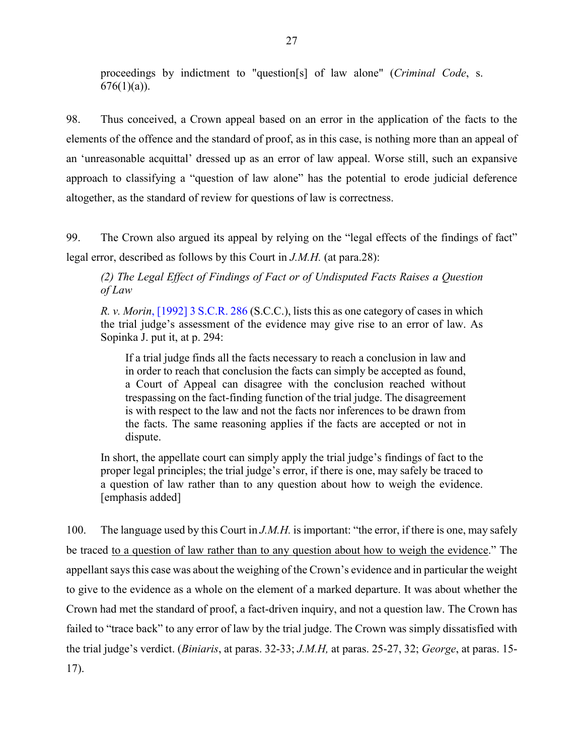proceedings by indictment to "question[s] of law alone" (*Criminal Code*, s. 676(1)(a)).

98. Thus conceived, a Crown appeal based on an error in the application of the facts to the elements of the offence and the standard of proof, as in this case, is nothing more than an appeal of an 'unreasonable acquittal' dressed up as an error of law appeal. Worse still, such an expansive approach to classifying a "question of law alone" has the potential to erode judicial deference altogether, as the standard of review for questions of law is correctness.

99. The Crown also argued its appeal by relying on the "legal effects of the findings of fact" legal error, described as follows by this Court in *J.M.H.* (at para.28):

> *(2) The Legal Effect of Findings of Fact or of Undisputed Facts Raises a Question of Law*
>
> *R. v. Morin*, [1992] 3 S.C.R. 286 (S.C.C.), lists this as one category of cases in which the trial judge's assessment of the evidence may give rise to an error of law. As Sopinka J. put it, at p. 294:
>
> > If a trial judge finds all the facts necessary to reach a conclusion in law and in order to reach that conclusion the facts can simply be accepted as found, a Court of Appeal can disagree with the conclusion reached without trespassing on the fact-finding function of the trial judge. The disagreement is with respect to the law and not the facts nor inferences to be drawn from the facts. The same reasoning applies if the facts are accepted or not in dispute.
>
> In short, the appellate court can simply apply the trial judge's findings of fact to the proper legal principles; the trial judge's error, if there is one, may safely be traced to a question of law rather than to any question about how to weigh the evidence. [emphasis added]

100. The language used by this Court in *J.M.H.* is important: "the error, if there is one, may safely be traced <u>to a question of law rather than to any question about how to weigh the evidence</u>." The appellant says this case was about the weighing of the Crown's evidence and in particular the weight to give to the evidence as a whole on the element of a marked departure. It was about whether the Crown had met the standard of proof, a fact-driven inquiry, and not a question law. The Crown has failed to "trace back" to any error of law by the trial judge. The Crown was simply dissatisfied with the trial judge's verdict. (*Biniaris*, at paras. 32-33; *J.M.H,* at paras. 25-27, 32; *George*, at paras. 15-17).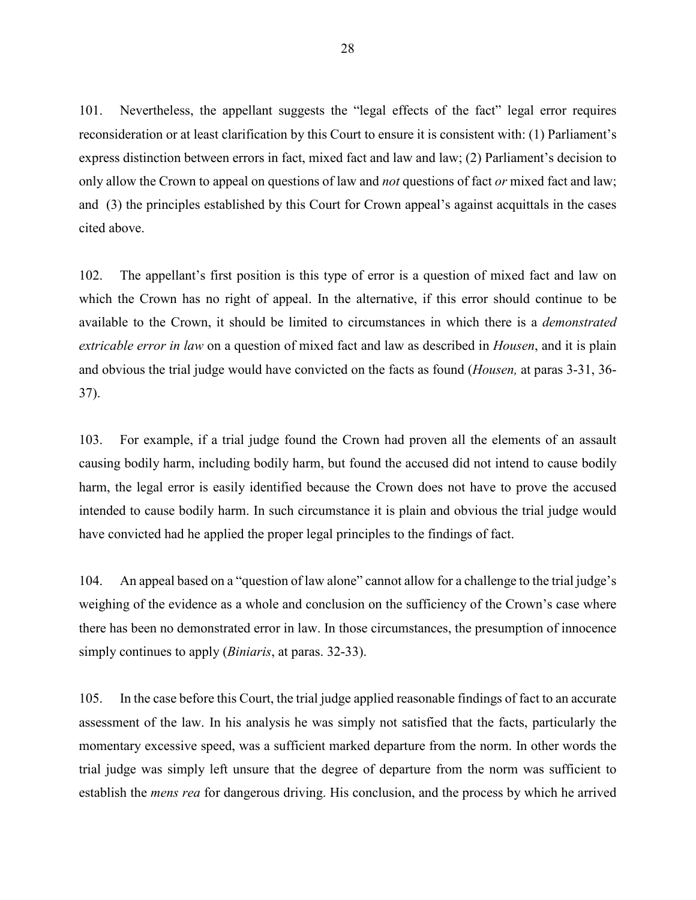101. Nevertheless, the appellant suggests the "legal effects of the fact" legal error requires reconsideration or at least clarification by this Court to ensure it is consistent with: (1) Parliament's express distinction between errors in fact, mixed fact and law and law; (2) Parliament's decision to only allow the Crown to appeal on questions of law and *not* questions of fact *or* mixed fact and law; and (3) the principles established by this Court for Crown appeal's against acquittals in the cases cited above.

102. The appellant's first position is this type of error is a question of mixed fact and law on which the Crown has no right of appeal. In the alternative, if this error should continue to be available to the Crown, it should be limited to circumstances in which there is a *demonstrated extricable error in law* on a question of mixed fact and law as described in *Housen*, and it is plain and obvious the trial judge would have convicted on the facts as found (*Housen,* at paras 3-31, 36-37).

103. For example, if a trial judge found the Crown had proven all the elements of an assault causing bodily harm, including bodily harm, but found the accused did not intend to cause bodily harm, the legal error is easily identified because the Crown does not have to prove the accused intended to cause bodily harm. In such circumstance it is plain and obvious the trial judge would have convicted had he applied the proper legal principles to the findings of fact.

104. An appeal based on a "question of law alone" cannot allow for a challenge to the trial judge's weighing of the evidence as a whole and conclusion on the sufficiency of the Crown's case where there has been no demonstrated error in law. In those circumstances, the presumption of innocence simply continues to apply (*Biniaris*, at paras. 32-33).

105. In the case before this Court, the trial judge applied reasonable findings of fact to an accurate assessment of the law. In his analysis he was simply not satisfied that the facts, particularly the momentary excessive speed, was a sufficient marked departure from the norm. In other words the trial judge was simply left unsure that the degree of departure from the norm was sufficient to establish the *mens rea* for dangerous driving. His conclusion, and the process by which he arrived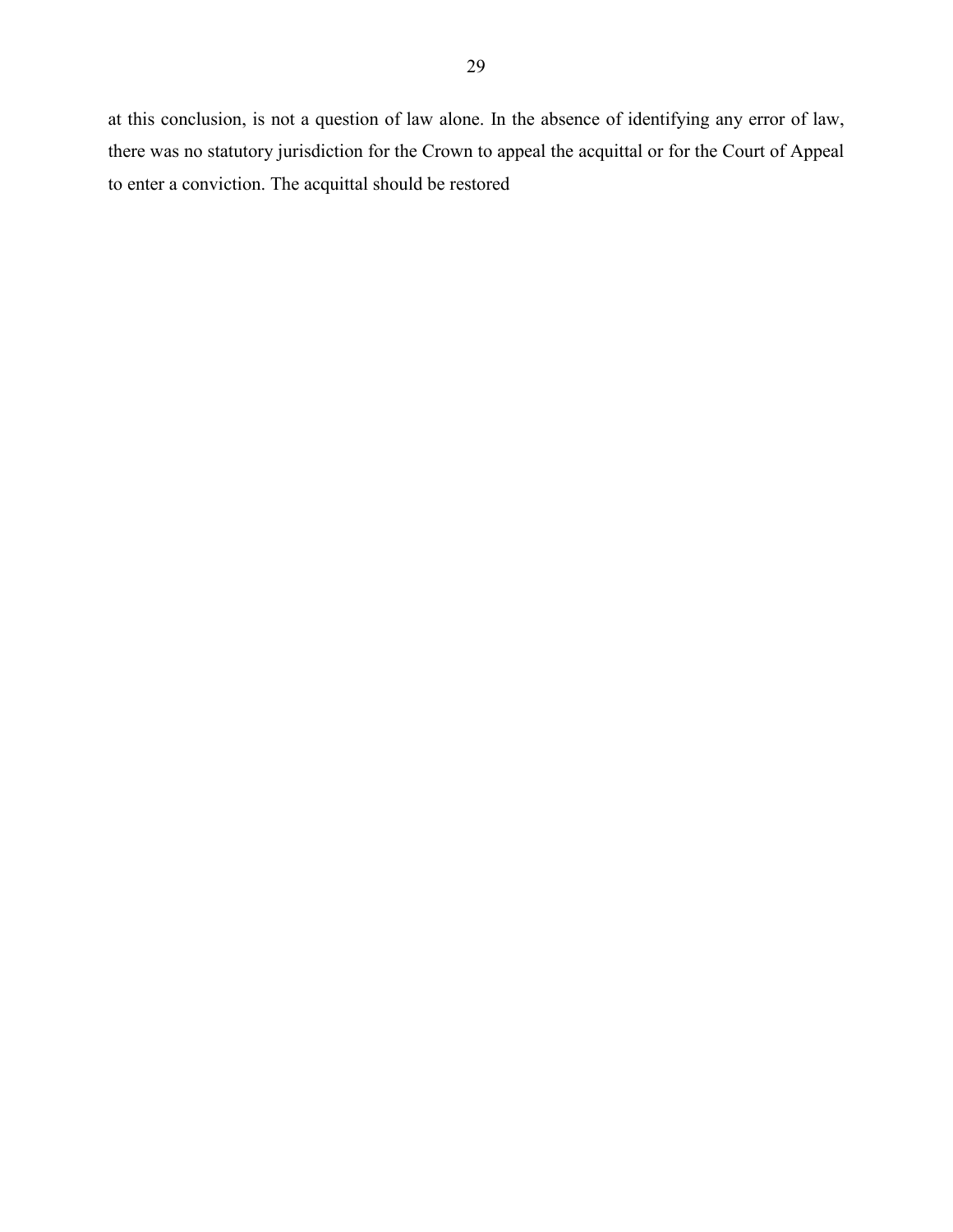at this conclusion, is not a question of law alone. In the absence of identifying any error of law, there was no statutory jurisdiction for the Crown to appeal the acquittal or for the Court of Appeal to enter a conviction. The acquittal should be restored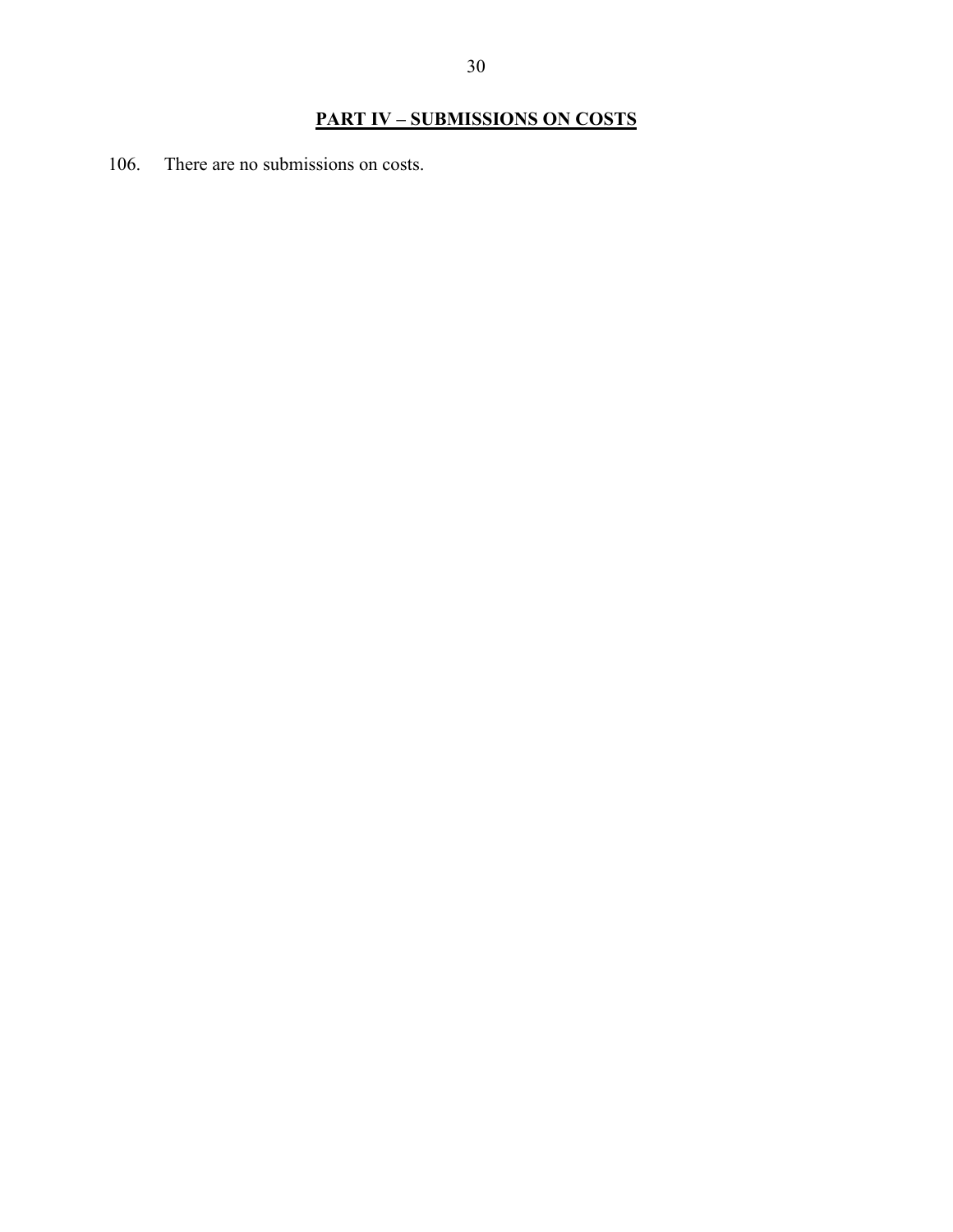## PART IV – SUBMISSIONS ON COSTS

106. There are no submissions on costs.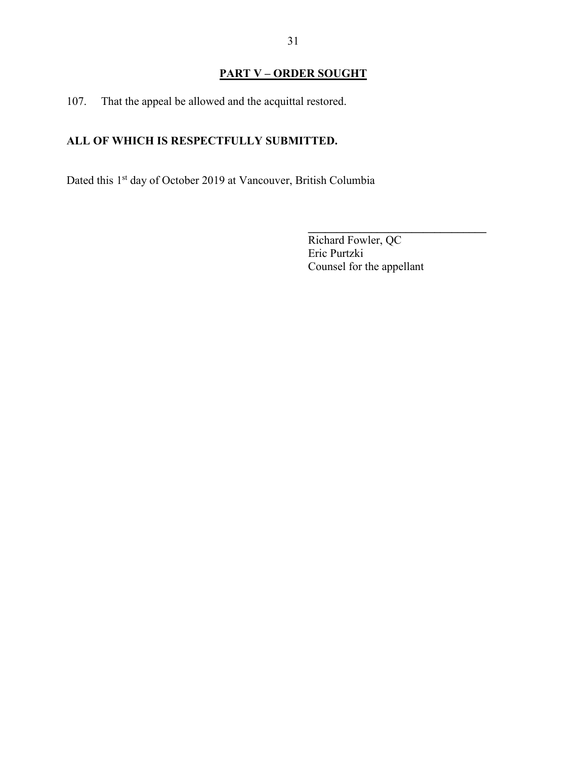## **PART V – ORDER SOUGHT**

107. That the appeal be allowed and the acquittal restored.

**ALL OF WHICH IS RESPECTFULLY SUBMITTED.**

Dated this 1st day of October 2019 at Vancouver, British Columbia

\_\_\_\_\_\_\_\_\_\_\_\_\_\_\_\_\_\_\_\_\_\_\_\_\_\_\_\_\_\_\_\_

Richard Fowler, QC
Eric Purtzki
Counsel for the appellant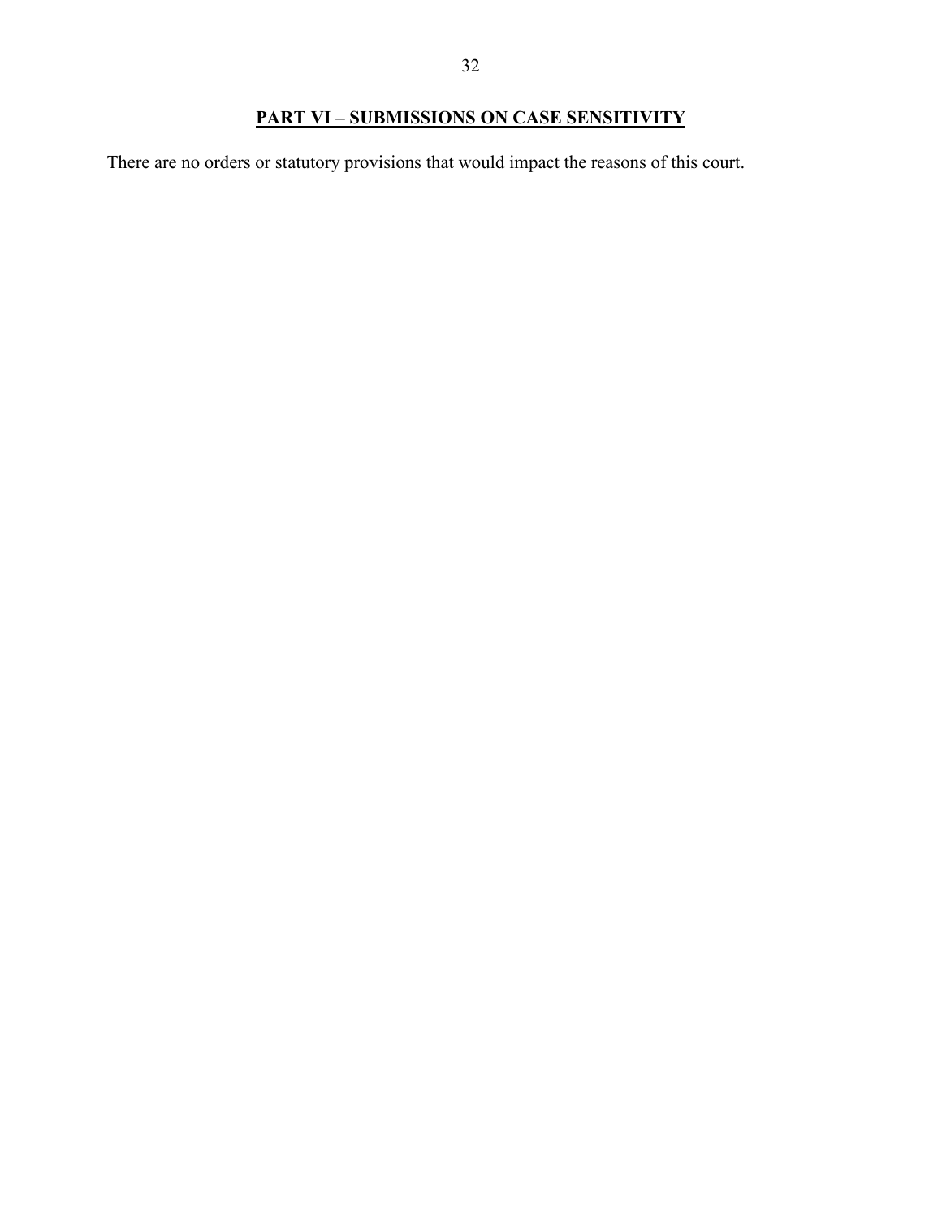## PART VI – SUBMISSIONS ON CASE SENSITIVITY

There are no orders or statutory provisions that would impact the reasons of this court.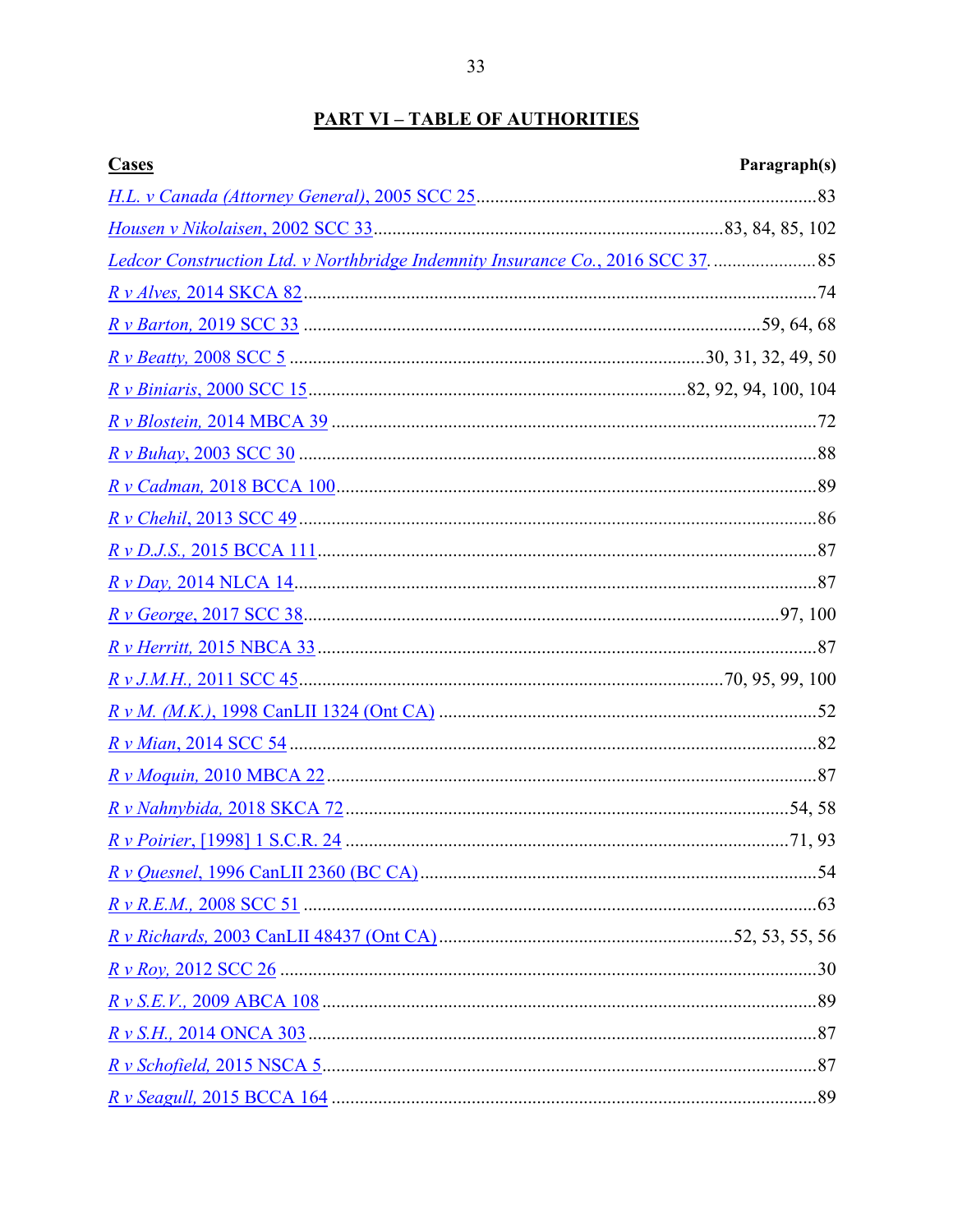## PART VI – TABLE OF AUTHORITIES

| Cases | Paragraph(s) |
|---|---|
| *H.L. v Canada (Attorney General)*, 2005 SCC 25 | 83 |
| *Housen v Nikolaisen*, 2002 SCC 33 | 83, 84, 85, 102 |
| *Ledcor Construction Ltd. v Northbridge Indemnity Insurance Co.*, 2016 SCC 37. | 85 |
| *R v Alves*, 2014 SKCA 82 | 74 |
| *R v Barton*, 2019 SCC 33 | 59, 64, 68 |
| *R v Beatty*, 2008 SCC 5 | 30, 31, 32, 49, 50 |
| *R v Biniaris*, 2000 SCC 15 | 82, 92, 94, 100, 104 |
| *R v Blostein*, 2014 MBCA 39 | 72 |
| *R v Buhay*, 2003 SCC 30 | 88 |
| *R v Cadman*, 2018 BCCA 100 | 89 |
| *R v Chehil*, 2013 SCC 49 | 86 |
| *R v D.J.S.*, 2015 BCCA 111 | 87 |
| *R v Day*, 2014 NLCA 14 | 87 |
| *R v George*, 2017 SCC 38 | 97, 100 |
| *R v Herritt*, 2015 NBCA 33 | 87 |
| *R v J.M.H.*, 2011 SCC 45 | 70, 95, 99, 100 |
| *R v M. (M.K.)*, 1998 CanLII 1324 (Ont CA) | 52 |
| *R v Mian*, 2014 SCC 54 | 82 |
| *R v Moquin*, 2010 MBCA 22 | 87 |
| *R v Nahnybida*, 2018 SKCA 72 | 54, 58 |
| *R v Poirier*, [1998] 1 S.C.R. 24 | 71, 93 |
| *R v Quesnel*, 1996 CanLII 2360 (BC CA) | 54 |
| *R v R.E.M.*, 2008 SCC 51 | 63 |
| *R v Richards*, 2003 CanLII 48437 (Ont CA) | 52, 53, 55, 56 |
| *R v Roy*, 2012 SCC 26 | 30 |
| *R v S.E.V.*, 2009 ABCA 108 | 89 |
| *R v S.H.*, 2014 ONCA 303 | 87 |
| *R v Schofield*, 2015 NSCA 5 | 87 |
| *R v Seagull*, 2015 BCCA 164 | 89 |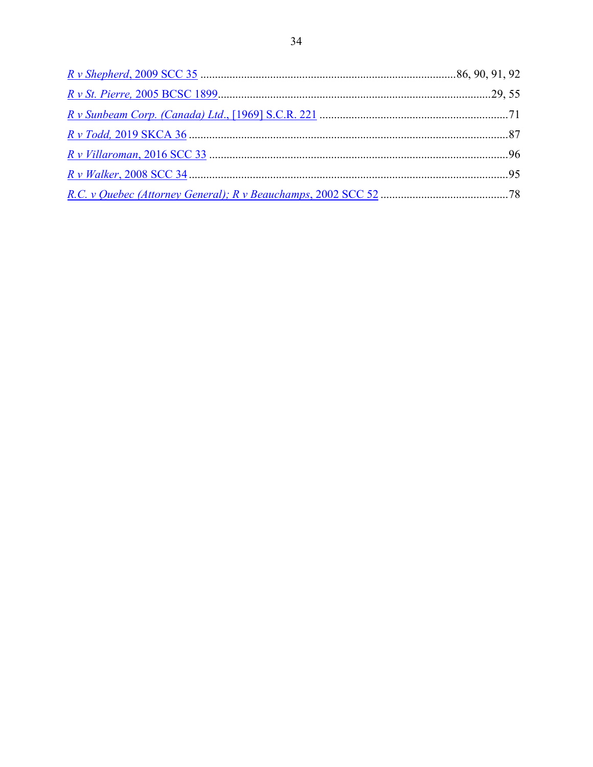*R v Shepherd*, 2009 SCC 35 ......................................................................................86, 90, 91, 92

*R v St. Pierre,* 2005 BCSC 1899.............................................................................................29, 55

*R v Sunbeam Corp. (Canada) Ltd*., [1969] S.C.R. 221 ................................................................71

*R v Todd,* 2019 SKCA 36 ............................................................................................................87

*R v Villaroman*, 2016 SCC 33 ......................................................................................................96

*R v Walker*, 2008 SCC 34 .............................................................................................................95

*R.C. v Quebec (Attorney General); R v Beauchamps*, 2002 SCC 52 ............................................78